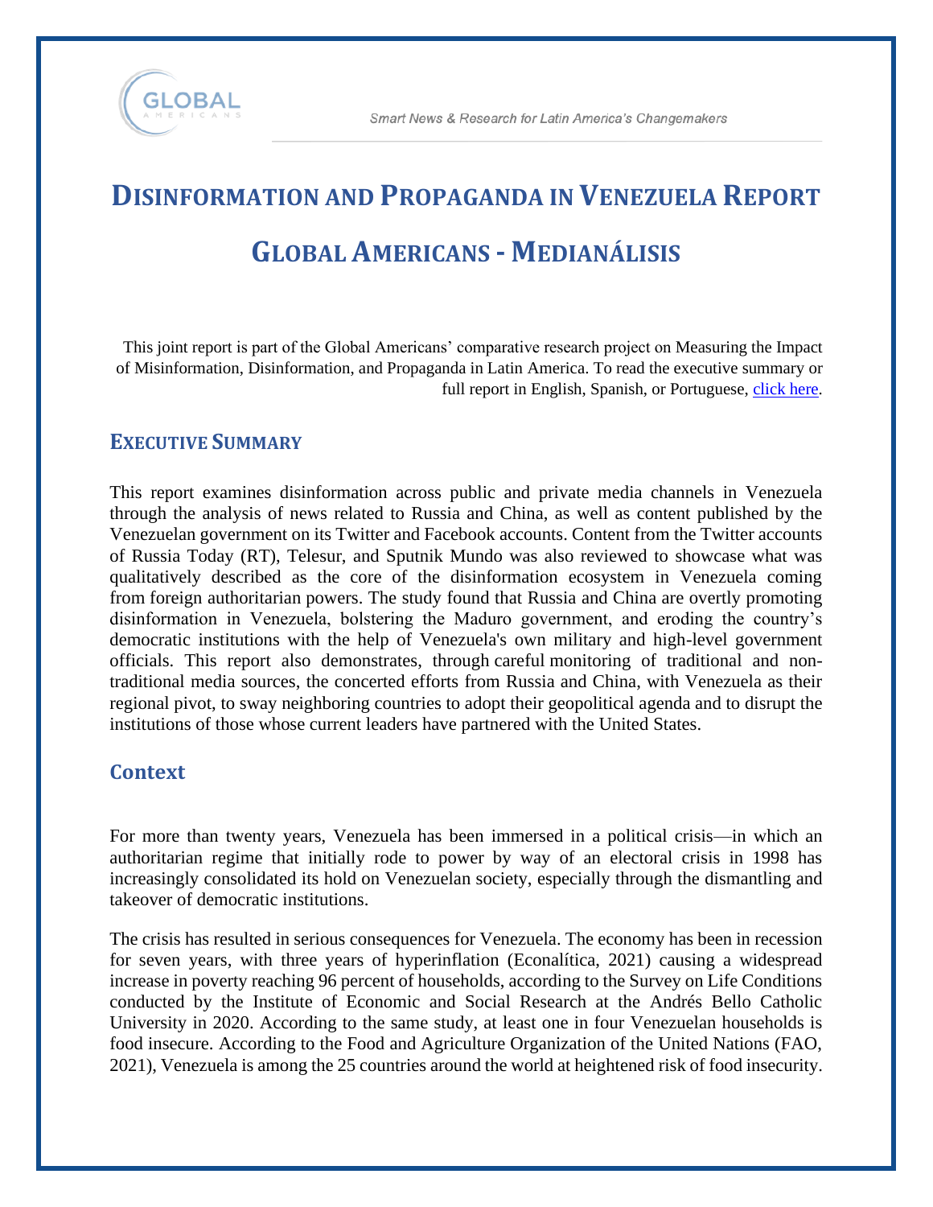# Disinformation and Propaganda in Venezuela Report

# Global Americans - Medianálisis

This joint report is part of the Global Americans' comparative research project on Measuring the Impact of Misinformation, Disinformation, and Propaganda in Latin America. To read the executive summary or full report in English, Spanish, or Portuguese, click here.

## Executive Summary

This report examines disinformation across public and private media channels in Venezuela through the analysis of news related to Russia and China, as well as content published by the Venezuelan government on its Twitter and Facebook accounts. Content from the Twitter accounts of Russia Today (RT), Telesur, and Sputnik Mundo was also reviewed to showcase what was qualitatively described as the core of the disinformation ecosystem in Venezuela coming from foreign authoritarian powers. The study found that Russia and China are overtly promoting disinformation in Venezuela, bolstering the Maduro government, and eroding the country's democratic institutions with the help of Venezuela's own military and high-level government officials. This report also demonstrates, through careful monitoring of traditional and non-traditional media sources, the concerted efforts from Russia and China, with Venezuela as their regional pivot, to sway neighboring countries to adopt their geopolitical agenda and to disrupt the institutions of those whose current leaders have partnered with the United States.

## Context

For more than twenty years, Venezuela has been immersed in a political crisis—in which an authoritarian regime that initially rode to power by way of an electoral crisis in 1998 has increasingly consolidated its hold on Venezuelan society, especially through the dismantling and takeover of democratic institutions.

The crisis has resulted in serious consequences for Venezuela. The economy has been in recession for seven years, with three years of hyperinflation (Econalítica, 2021) causing a widespread increase in poverty reaching 96 percent of households, according to the Survey on Life Conditions conducted by the Institute of Economic and Social Research at the Andrés Bello Catholic University in 2020. According to the same study, at least one in four Venezuelan households is food insecure. According to the Food and Agriculture Organization of the United Nations (FAO, 2021), Venezuela is among the 25 countries around the world at heightened risk of food insecurity.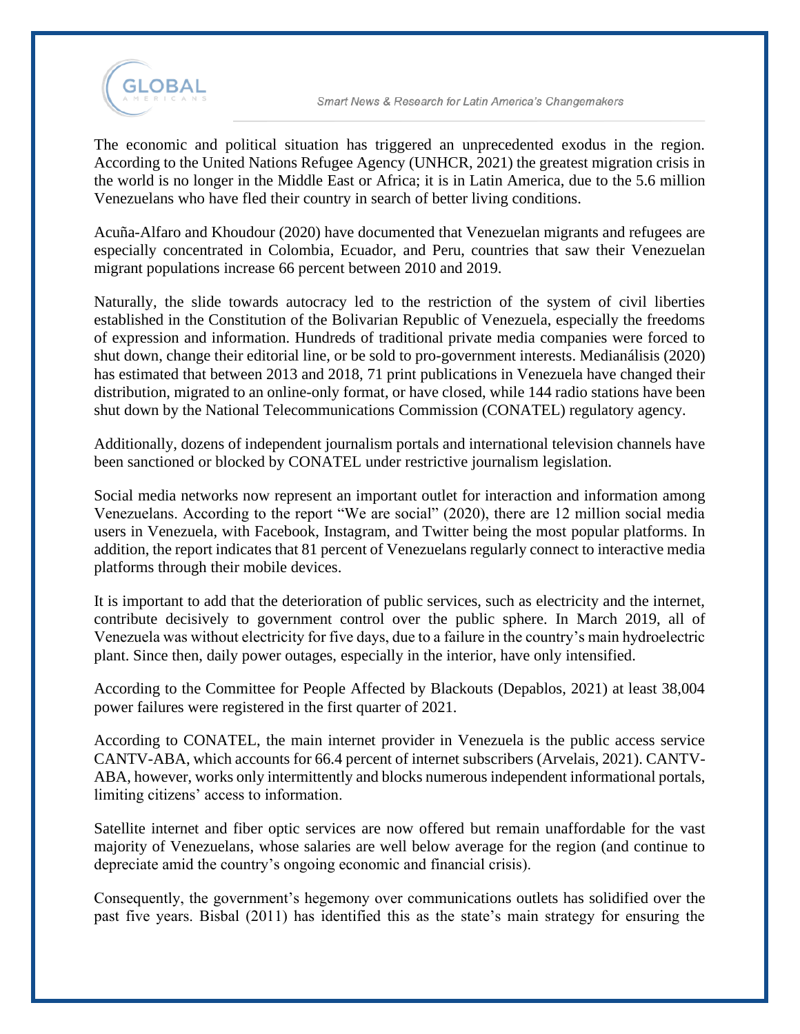The economic and political situation has triggered an unprecedented exodus in the region. According to the United Nations Refugee Agency (UNHCR, 2021) the greatest migration crisis in the world is no longer in the Middle East or Africa; it is in Latin America, due to the 5.6 million Venezuelans who have fled their country in search of better living conditions.

Acuña-Alfaro and Khoudour (2020) have documented that Venezuelan migrants and refugees are especially concentrated in Colombia, Ecuador, and Peru, countries that saw their Venezuelan migrant populations increase 66 percent between 2010 and 2019.

Naturally, the slide towards autocracy led to the restriction of the system of civil liberties established in the Constitution of the Bolivarian Republic of Venezuela, especially the freedoms of expression and information. Hundreds of traditional private media companies were forced to shut down, change their editorial line, or be sold to pro-government interests. Medianálisis (2020) has estimated that between 2013 and 2018, 71 print publications in Venezuela have changed their distribution, migrated to an online-only format, or have closed, while 144 radio stations have been shut down by the National Telecommunications Commission (CONATEL) regulatory agency.

Additionally, dozens of independent journalism portals and international television channels have been sanctioned or blocked by CONATEL under restrictive journalism legislation.

Social media networks now represent an important outlet for interaction and information among Venezuelans. According to the report "We are social" (2020), there are 12 million social media users in Venezuela, with Facebook, Instagram, and Twitter being the most popular platforms. In addition, the report indicates that 81 percent of Venezuelans regularly connect to interactive media platforms through their mobile devices.

It is important to add that the deterioration of public services, such as electricity and the internet, contribute decisively to government control over the public sphere. In March 2019, all of Venezuela was without electricity for five days, due to a failure in the country's main hydroelectric plant. Since then, daily power outages, especially in the interior, have only intensified.

According to the Committee for People Affected by Blackouts (Depablos, 2021) at least 38,004 power failures were registered in the first quarter of 2021.

According to CONATEL, the main internet provider in Venezuela is the public access service CANTV-ABA, which accounts for 66.4 percent of internet subscribers (Arvelais, 2021). CANTV-ABA, however, works only intermittently and blocks numerous independent informational portals, limiting citizens' access to information.

Satellite internet and fiber optic services are now offered but remain unaffordable for the vast majority of Venezuelans, whose salaries are well below average for the region (and continue to depreciate amid the country's ongoing economic and financial crisis).

Consequently, the government's hegemony over communications outlets has solidified over the past five years. Bisbal (2011) has identified this as the state's main strategy for ensuring the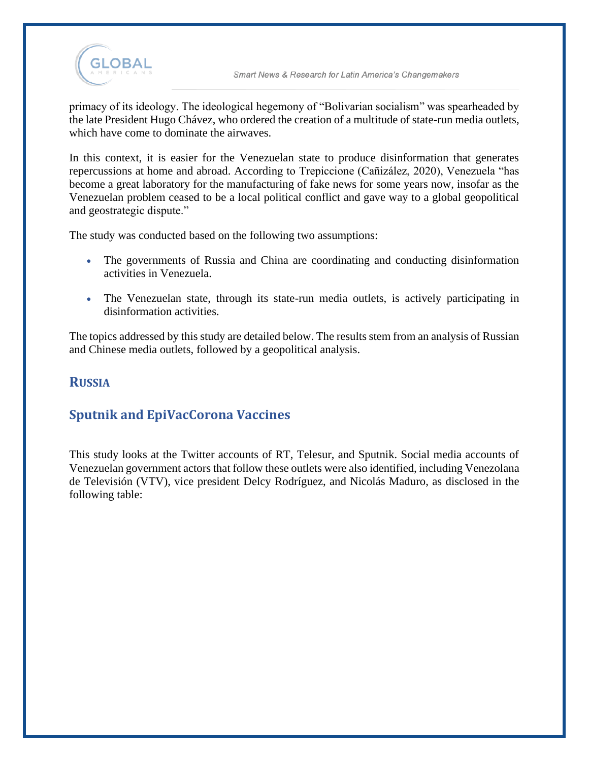primacy of its ideology. The ideological hegemony of "Bolivarian socialism" was spearheaded by the late President Hugo Chávez, who ordered the creation of a multitude of state-run media outlets, which have come to dominate the airwaves.

In this context, it is easier for the Venezuelan state to produce disinformation that generates repercussions at home and abroad. According to Trepiccione (Cañizález, 2020), Venezuela "has become a great laboratory for the manufacturing of fake news for some years now, insofar as the Venezuelan problem ceased to be a local political conflict and gave way to a global geopolitical and geostrategic dispute."

The study was conducted based on the following two assumptions:

- The governments of Russia and China are coordinating and conducting disinformation activities in Venezuela.
- The Venezuelan state, through its state-run media outlets, is actively participating in disinformation activities.

The topics addressed by this study are detailed below. The results stem from an analysis of Russian and Chinese media outlets, followed by a geopolitical analysis.

## RUSSIA

## Sputnik and EpiVacCorona Vaccines

This study looks at the Twitter accounts of RT, Telesur, and Sputnik. Social media accounts of Venezuelan government actors that follow these outlets were also identified, including Venezolana de Televisión (VTV), vice president Delcy Rodríguez, and Nicolás Maduro, as disclosed in the following table: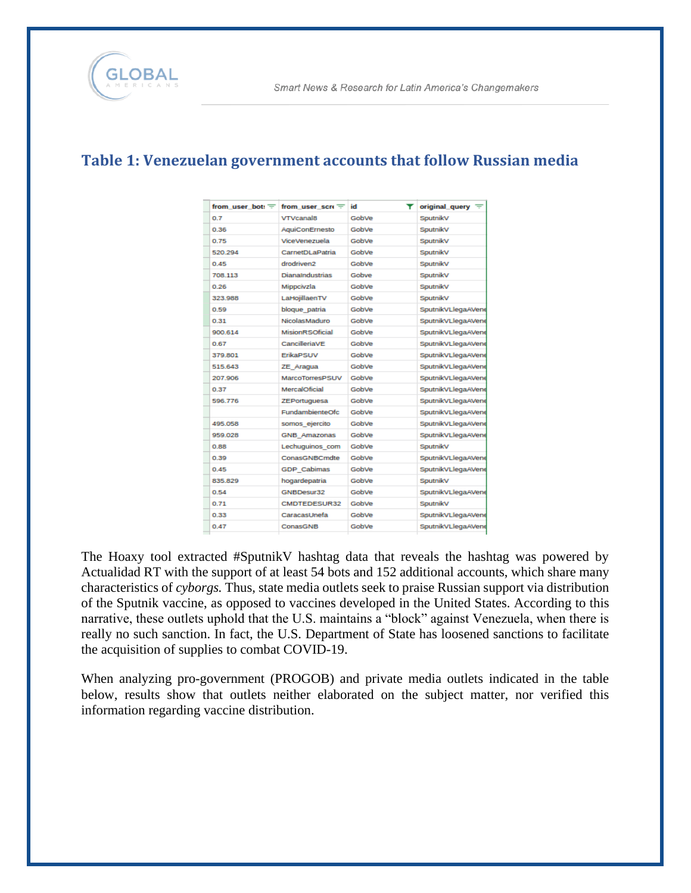## Table 1: Venezuelan government accounts that follow Russian media

| from_user_bot: | from_user_scr | id | original_query |
|---|---|---|---|
| 0.7 | VTVcanal8 | GobVe | SputnikV |
| 0.36 | AquiConErnesto | GobVe | SputnikV |
| 0.75 | ViceVenezuela | GobVe | SputnikV |
| 520.294 | CarnetDLaPatria | GobVe | SputnikV |
| 0.45 | drodriven2 | GobVe | SputnikV |
| 708.113 | DianaIndustrias | Gobve | SputnikV |
| 0.26 | Mippcivzla | GobVe | SputnikV |
| 323.988 | LaHojillaenTV | GobVe | SputnikV |
| 0.59 | bloque_patria | GobVe | SputnikVLlegaAVene |
| 0.31 | NicolasMaduro | GobVe | SputnikVLlegaAVene |
| 900.614 | MisionRSOficial | GobVe | SputnikVLlegaAVene |
| 0.67 | CancilleriaVE | GobVe | SputnikVLlegaAVene |
| 379.801 | ErikaPSUV | GobVe | SputnikVLlegaAVene |
| 515.643 | ZE_Aragua | GobVe | SputnikVLlegaAVene |
| 207.906 | MarcoTorresPSUV | GobVe | SputnikVLlegaAVene |
| 0.37 | MercalOficial | GobVe | SputnikVLlegaAVene |
| 596.776 | ZEPortuguesa | GobVe | SputnikVLlegaAVene |
| | FundambienteOfc | GobVe | SputnikVLlegaAVene |
| 495.058 | somos_ejercito | GobVe | SputnikVLlegaAVene |
| 959.028 | GNB_Amazonas | GobVe | SputnikVLlegaAVene |
| 0.88 | Lechuguinos_com | GobVe | SputnikV |
| 0.39 | ConasGNBCmdte | GobVe | SputnikVLlegaAVene |
| 0.45 | GDP_Cabimas | GobVe | SputnikVLlegaAVene |
| 835.829 | hogardepatria | GobVe | SputnikV |
| 0.54 | GNBDesur32 | GobVe | SputnikVLlegaAVene |
| 0.71 | CMDTEDESUR32 | GobVe | SputnikV |
| 0.33 | CaracasUnefa | GobVe | SputnikVLlegaAVene |
| 0.47 | ConasGNB | GobVe | SputnikVLlegaAVene |

The Hoaxy tool extracted #SputnikV hashtag data that reveals the hashtag was powered by Actualidad RT with the support of at least 54 bots and 152 additional accounts, which share many characteristics of *cyborgs.* Thus, state media outlets seek to praise Russian support via distribution of the Sputnik vaccine, as opposed to vaccines developed in the United States. According to this narrative, these outlets uphold that the U.S. maintains a "block" against Venezuela, when there is really no such sanction. In fact, the U.S. Department of State has loosened sanctions to facilitate the acquisition of supplies to combat COVID-19.

When analyzing pro-government (PROGOB) and private media outlets indicated in the table below, results show that outlets neither elaborated on the subject matter, nor verified this information regarding vaccine distribution.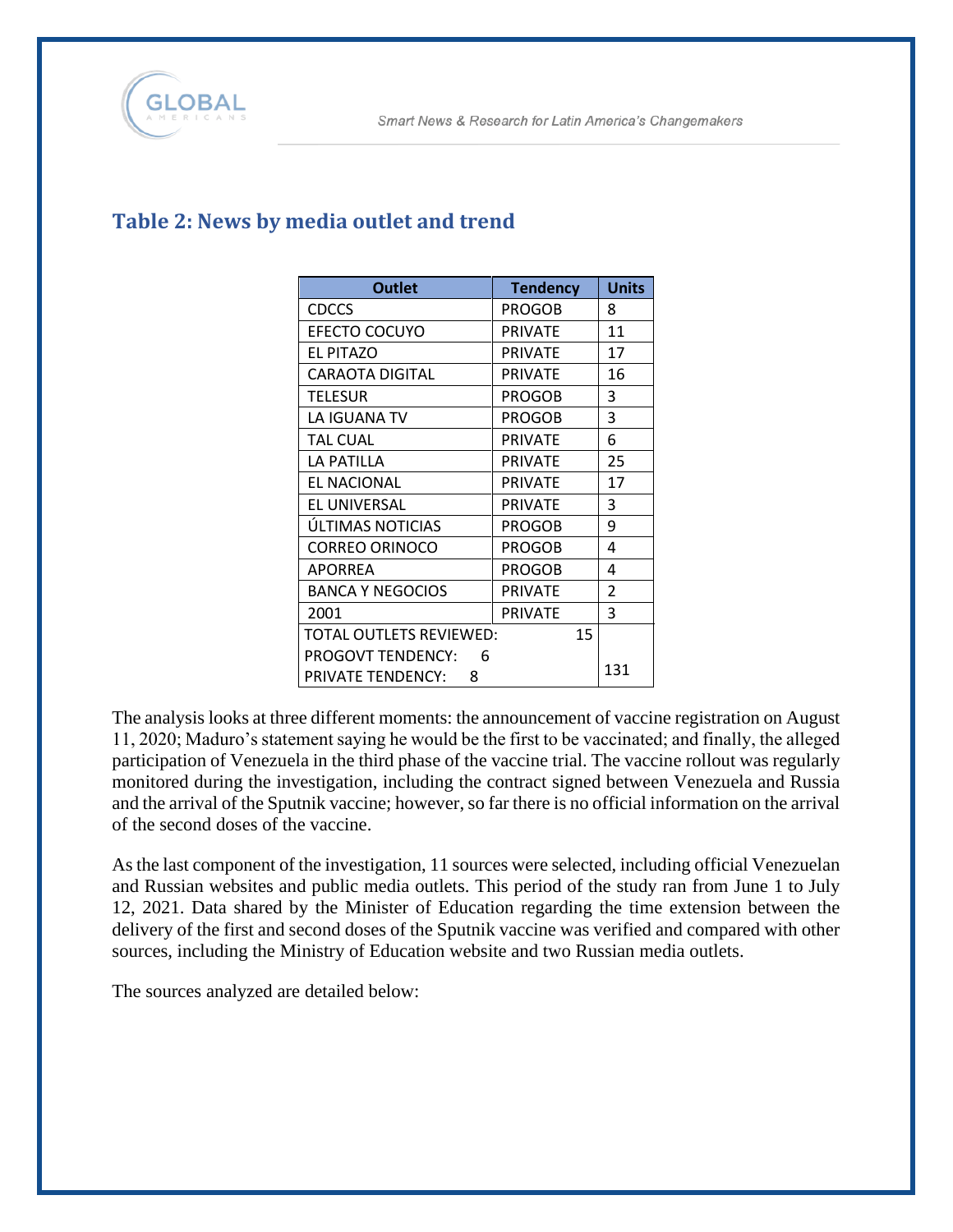## Table 2: News by media outlet and trend

| Outlet | Tendency | Units |
|---|---|---|
| CDCCS | PROGOB | 8 |
| EFECTO COCUYO | PRIVATE | 11 |
| EL PITAZO | PRIVATE | 17 |
| CARAOTA DIGITAL | PRIVATE | 16 |
| TELESUR | PROGOB | 3 |
| LA IGUANA TV | PROGOB | 3 |
| TAL CUAL | PRIVATE | 6 |
| LA PATILLA | PRIVATE | 25 |
| EL NACIONAL | PRIVATE | 17 |
| EL UNIVERSAL | PRIVATE | 3 |
| ÚLTIMAS NOTICIAS | PROGOB | 9 |
| CORREO ORINOCO | PROGOB | 4 |
| APORREA | PROGOB | 4 |
| BANCA Y NEGOCIOS | PRIVATE | 2 |
| 2001 | PRIVATE | 3 |
| TOTAL OUTLETS REVIEWED: 15<br>PROGOVT TENDENCY: 6<br>PRIVATE TENDENCY: 8 | | 131 |

The analysis looks at three different moments: the announcement of vaccine registration on August 11, 2020; Maduro's statement saying he would be the first to be vaccinated; and finally, the alleged participation of Venezuela in the third phase of the vaccine trial. The vaccine rollout was regularly monitored during the investigation, including the contract signed between Venezuela and Russia and the arrival of the Sputnik vaccine; however, so far there is no official information on the arrival of the second doses of the vaccine.

As the last component of the investigation, 11 sources were selected, including official Venezuelan and Russian websites and public media outlets. This period of the study ran from June 1 to July 12, 2021. Data shared by the Minister of Education regarding the time extension between the delivery of the first and second doses of the Sputnik vaccine was verified and compared with other sources, including the Ministry of Education website and two Russian media outlets.

The sources analyzed are detailed below: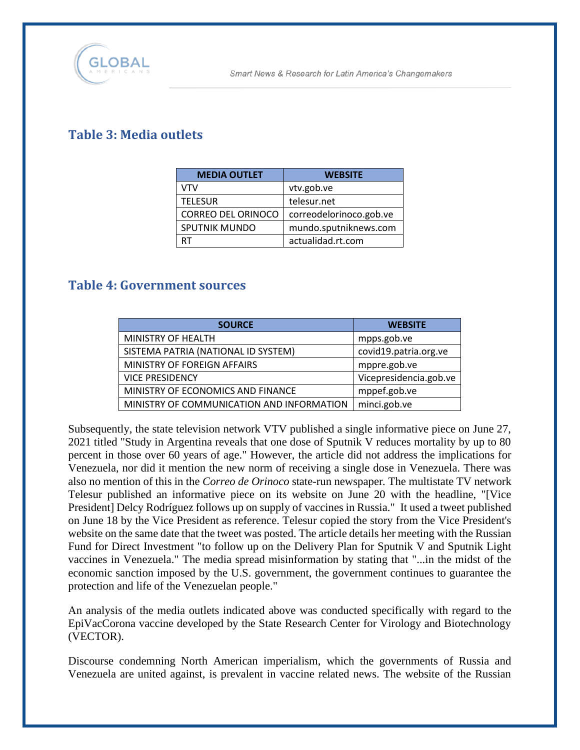## Table 3: Media outlets

| MEDIA OUTLET | WEBSITE |
|---|---|
| VTV | vtv.gob.ve |
| TELESUR | telesur.net |
| CORREO DEL ORINOCO | correodelorinoco.gob.ve |
| SPUTNIK MUNDO | mundo.sputniknews.com |
| RT | actualidad.rt.com |

## Table 4: Government sources

| SOURCE | WEBSITE |
|---|---|
| MINISTRY OF HEALTH | mpps.gob.ve |
| SISTEMA PATRIA (NATIONAL ID SYSTEM) | covid19.patria.org.ve |
| MINISTRY OF FOREIGN AFFAIRS | mppre.gob.ve |
| VICE PRESIDENCY | Vicepresidencia.gob.ve |
| MINISTRY OF ECONOMICS AND FINANCE | mppef.gob.ve |
| MINISTRY OF COMMUNICATION AND INFORMATION | minci.gob.ve |

Subsequently, the state television network VTV published a single informative piece on June 27, 2021 titled "Study in Argentina reveals that one dose of Sputnik V reduces mortality by up to 80 percent in those over 60 years of age." However, the article did not address the implications for Venezuela, nor did it mention the new norm of receiving a single dose in Venezuela. There was also no mention of this in the *Correo de Orinoco* state-run newspaper. The multistate TV network Telesur published an informative piece on its website on June 20 with the headline, "[Vice President] Delcy Rodríguez follows up on supply of vaccines in Russia." It used a tweet published on June 18 by the Vice President as reference. Telesur copied the story from the Vice President's website on the same date that the tweet was posted. The article details her meeting with the Russian Fund for Direct Investment "to follow up on the Delivery Plan for Sputnik V and Sputnik Light vaccines in Venezuela." The media spread misinformation by stating that "...in the midst of the economic sanction imposed by the U.S. government, the government continues to guarantee the protection and life of the Venezuelan people."

An analysis of the media outlets indicated above was conducted specifically with regard to the EpiVacCorona vaccine developed by the State Research Center for Virology and Biotechnology (VECTOR).

Discourse condemning North American imperialism, which the governments of Russia and Venezuela are united against, is prevalent in vaccine related news. The website of the Russian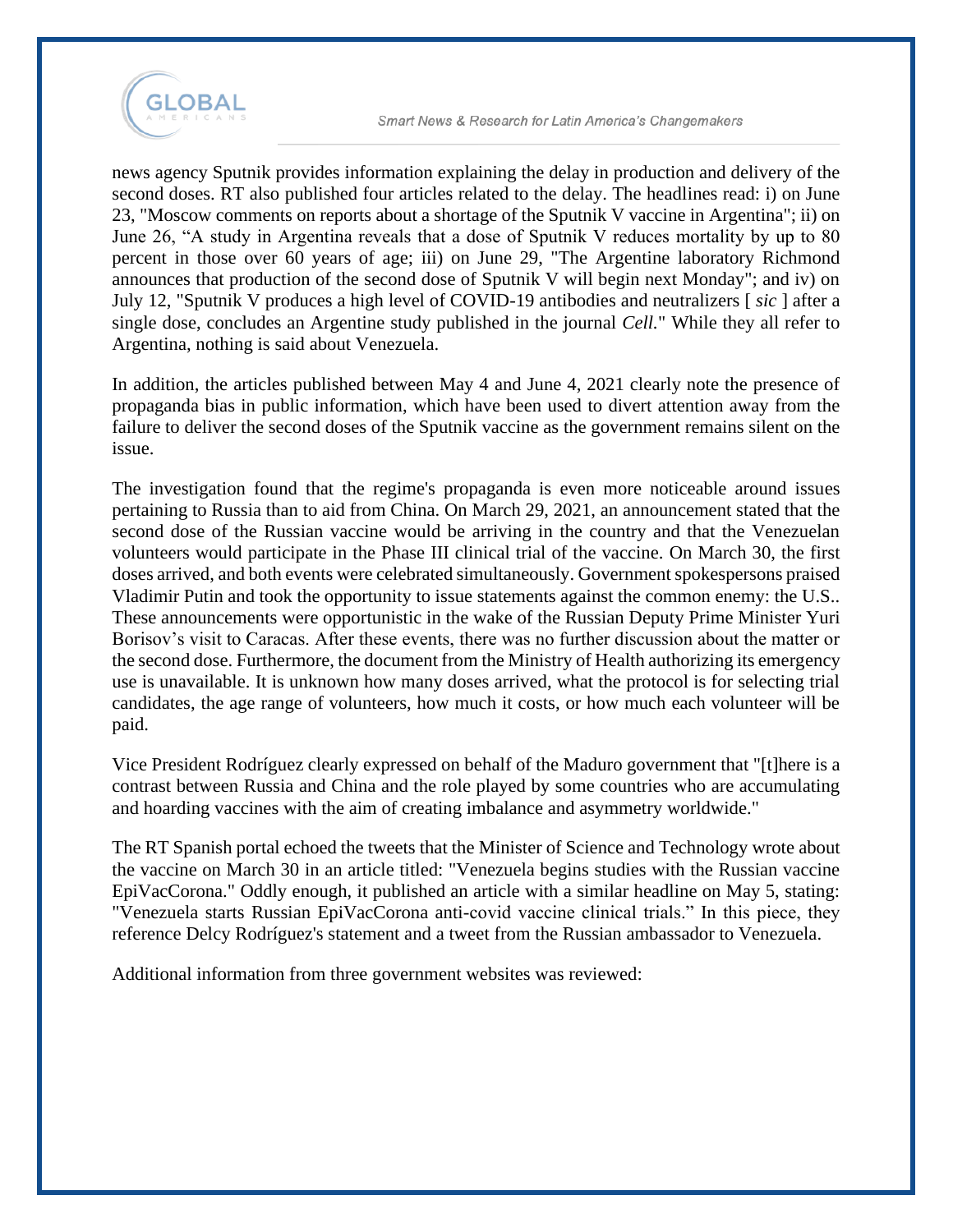news agency Sputnik provides information explaining the delay in production and delivery of the second doses. RT also published four articles related to the delay. The headlines read: i) on June 23, "Moscow comments on reports about a shortage of the Sputnik V vaccine in Argentina"; ii) on June 26, "A study in Argentina reveals that a dose of Sputnik V reduces mortality by up to 80 percent in those over 60 years of age; iii) on June 29, "The Argentine laboratory Richmond announces that production of the second dose of Sputnik V will begin next Monday"; and iv) on July 12, "Sputnik V produces a high level of COVID-19 antibodies and neutralizers [ *sic* ] after a single dose, concludes an Argentine study published in the journal *Cell*." While they all refer to Argentina, nothing is said about Venezuela.

In addition, the articles published between May 4 and June 4, 2021 clearly note the presence of propaganda bias in public information, which have been used to divert attention away from the failure to deliver the second doses of the Sputnik vaccine as the government remains silent on the issue.

The investigation found that the regime's propaganda is even more noticeable around issues pertaining to Russia than to aid from China. On March 29, 2021, an announcement stated that the second dose of the Russian vaccine would be arriving in the country and that the Venezuelan volunteers would participate in the Phase III clinical trial of the vaccine. On March 30, the first doses arrived, and both events were celebrated simultaneously. Government spokespersons praised Vladimir Putin and took the opportunity to issue statements against the common enemy: the U.S.. These announcements were opportunistic in the wake of the Russian Deputy Prime Minister Yuri Borisov's visit to Caracas. After these events, there was no further discussion about the matter or the second dose. Furthermore, the document from the Ministry of Health authorizing its emergency use is unavailable. It is unknown how many doses arrived, what the protocol is for selecting trial candidates, the age range of volunteers, how much it costs, or how much each volunteer will be paid.

Vice President Rodríguez clearly expressed on behalf of the Maduro government that "[t]here is a contrast between Russia and China and the role played by some countries who are accumulating and hoarding vaccines with the aim of creating imbalance and asymmetry worldwide."

The RT Spanish portal echoed the tweets that the Minister of Science and Technology wrote about the vaccine on March 30 in an article titled: "Venezuela begins studies with the Russian vaccine EpiVacCorona." Oddly enough, it published an article with a similar headline on May 5, stating: "Venezuela starts Russian EpiVacCorona anti-covid vaccine clinical trials." In this piece, they reference Delcy Rodríguez's statement and a tweet from the Russian ambassador to Venezuela.

Additional information from three government websites was reviewed: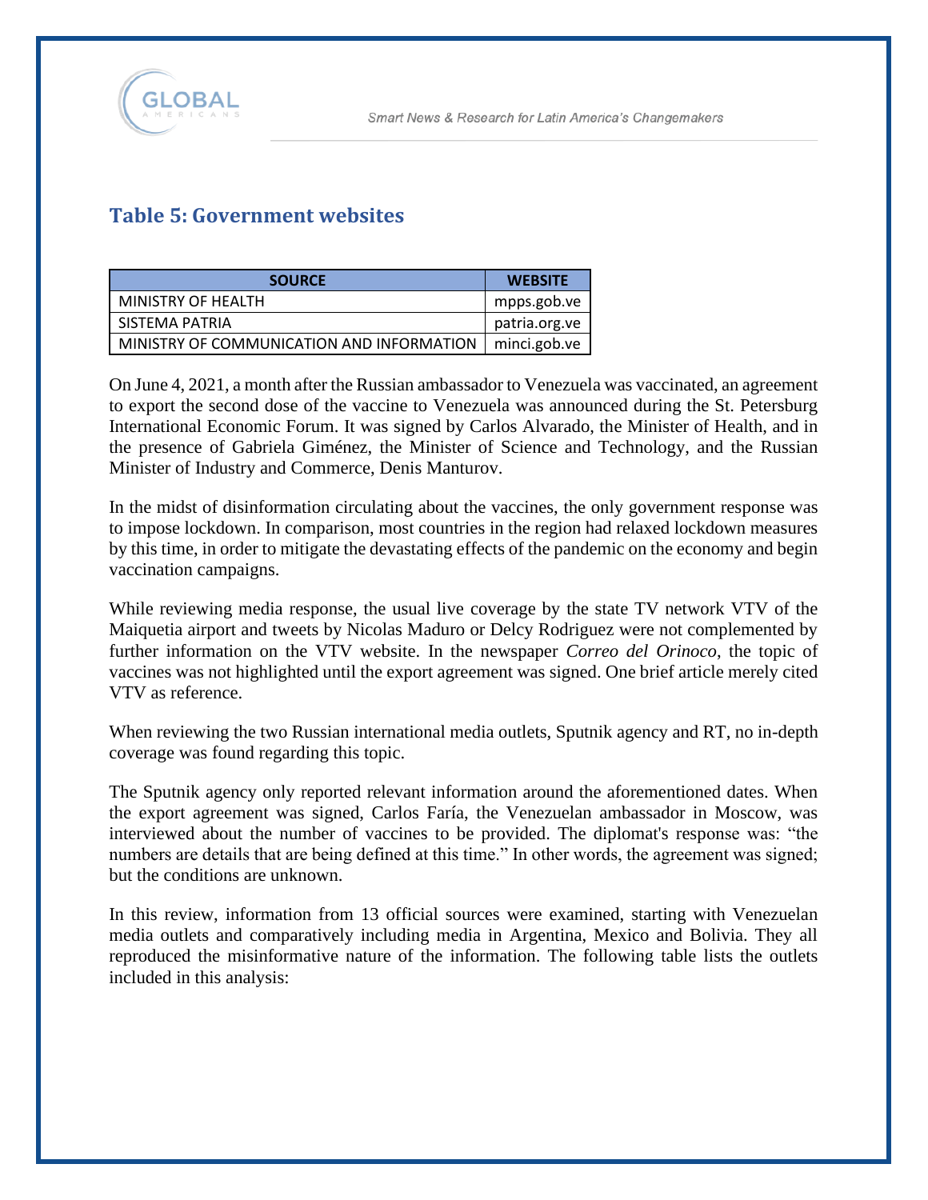## Table 5: Government websites

| SOURCE | WEBSITE |
|---|---|
| MINISTRY OF HEALTH | mpps.gob.ve |
| SISTEMA PATRIA | patria.org.ve |
| MINISTRY OF COMMUNICATION AND INFORMATION | minci.gob.ve |

On June 4, 2021, a month after the Russian ambassador to Venezuela was vaccinated, an agreement to export the second dose of the vaccine to Venezuela was announced during the St. Petersburg International Economic Forum. It was signed by Carlos Alvarado, the Minister of Health, and in the presence of Gabriela Giménez, the Minister of Science and Technology, and the Russian Minister of Industry and Commerce, Denis Manturov.

In the midst of disinformation circulating about the vaccines, the only government response was to impose lockdown. In comparison, most countries in the region had relaxed lockdown measures by this time, in order to mitigate the devastating effects of the pandemic on the economy and begin vaccination campaigns.

While reviewing media response, the usual live coverage by the state TV network VTV of the Maiquetia airport and tweets by Nicolas Maduro or Delcy Rodriguez were not complemented by further information on the VTV website. In the newspaper *Correo del Orinoco*, the topic of vaccines was not highlighted until the export agreement was signed. One brief article merely cited VTV as reference.

When reviewing the two Russian international media outlets, Sputnik agency and RT, no in-depth coverage was found regarding this topic.

The Sputnik agency only reported relevant information around the aforementioned dates. When the export agreement was signed, Carlos Faría, the Venezuelan ambassador in Moscow, was interviewed about the number of vaccines to be provided. The diplomat's response was: "the numbers are details that are being defined at this time." In other words, the agreement was signed; but the conditions are unknown.

In this review, information from 13 official sources were examined, starting with Venezuelan media outlets and comparatively including media in Argentina, Mexico and Bolivia. They all reproduced the misinformative nature of the information. The following table lists the outlets included in this analysis: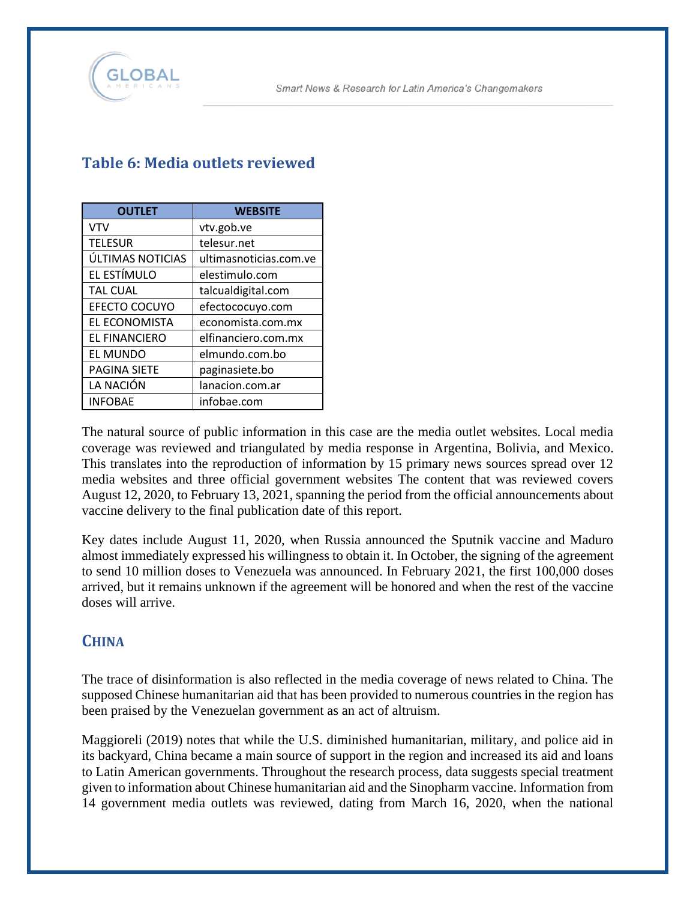## Table 6: Media outlets reviewed

| OUTLET | WEBSITE |
|---|---|
| VTV | vtv.gob.ve |
| TELESUR | telesur.net |
| ÚLTIMAS NOTICIAS | ultimasnoticias.com.ve |
| EL ESTÍMULO | elestimulo.com |
| TAL CUAL | talcualdigital.com |
| EFECTO COCUYO | efectococuyo.com |
| EL ECONOMISTA | economista.com.mx |
| EL FINANCIERO | elfinanciero.com.mx |
| EL MUNDO | elmundo.com.bo |
| PAGINA SIETE | paginasiete.bo |
| LA NACIÓN | lanacion.com.ar |
| INFOBAE | infobae.com |

The natural source of public information in this case are the media outlet websites. Local media coverage was reviewed and triangulated by media response in Argentina, Bolivia, and Mexico. This translates into the reproduction of information by 15 primary news sources spread over 12 media websites and three official government websites The content that was reviewed covers August 12, 2020, to February 13, 2021, spanning the period from the official announcements about vaccine delivery to the final publication date of this report.

Key dates include August 11, 2020, when Russia announced the Sputnik vaccine and Maduro almost immediately expressed his willingness to obtain it. In October, the signing of the agreement to send 10 million doses to Venezuela was announced. In February 2021, the first 100,000 doses arrived, but it remains unknown if the agreement will be honored and when the rest of the vaccine doses will arrive.

## CHINA

The trace of disinformation is also reflected in the media coverage of news related to China. The supposed Chinese humanitarian aid that has been provided to numerous countries in the region has been praised by the Venezuelan government as an act of altruism.

Maggioreli (2019) notes that while the U.S. diminished humanitarian, military, and police aid in its backyard, China became a main source of support in the region and increased its aid and loans to Latin American governments. Throughout the research process, data suggests special treatment given to information about Chinese humanitarian aid and the Sinopharm vaccine. Information from 14 government media outlets was reviewed, dating from March 16, 2020, when the national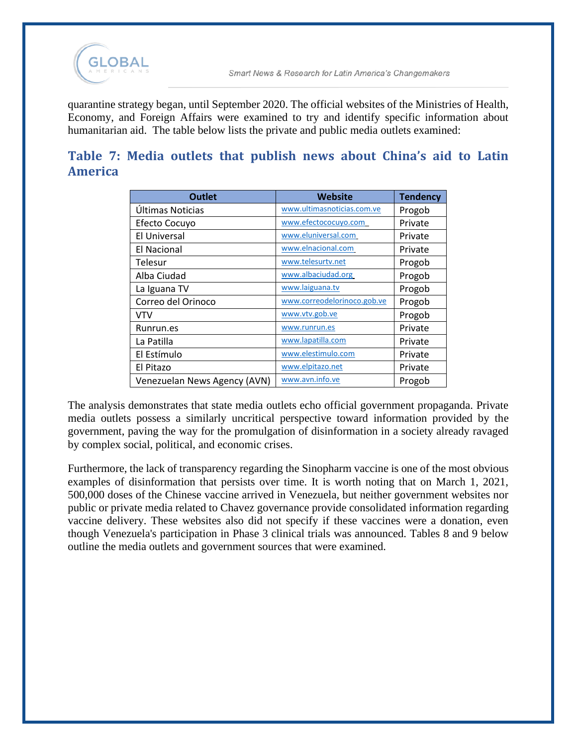quarantine strategy began, until September 2020. The official websites of the Ministries of Health, Economy, and Foreign Affairs were examined to try and identify specific information about humanitarian aid. The table below lists the private and public media outlets examined:

## Table 7: Media outlets that publish news about China's aid to Latin America

| Outlet | Website | Tendency |
|---|---|---|
| Últimas Noticias | www.ultimasnoticias.com.ve | Progob |
| Efecto Cocuyo | www.efectococuyo.com | Private |
| El Universal | www.eluniversal.com | Private |
| El Nacional | www.elnacional.com | Private |
| Telesur | www.telesurtv.net | Progob |
| Alba Ciudad | www.albaciudad.org | Progob |
| La Iguana TV | www.laiguana.tv | Progob |
| Correo del Orinoco | www.correodelorinoco.gob.ve | Progob |
| VTV | www.vtv.gob.ve | Progob |
| Runrun.es | www.runrun.es | Private |
| La Patilla | www.lapatilla.com | Private |
| El Estímulo | www.elestimulo.com | Private |
| El Pitazo | www.elpitazo.net | Private |
| Venezuelan News Agency (AVN) | www.avn.info.ve | Progob |

The analysis demonstrates that state media outlets echo official government propaganda. Private media outlets possess a similarly uncritical perspective toward information provided by the government, paving the way for the promulgation of disinformation in a society already ravaged by complex social, political, and economic crises.

Furthermore, the lack of transparency regarding the Sinopharm vaccine is one of the most obvious examples of disinformation that persists over time. It is worth noting that on March 1, 2021, 500,000 doses of the Chinese vaccine arrived in Venezuela, but neither government websites nor public or private media related to Chavez governance provide consolidated information regarding vaccine delivery. These websites also did not specify if these vaccines were a donation, even though Venezuela's participation in Phase 3 clinical trials was announced. Tables 8 and 9 below outline the media outlets and government sources that were examined.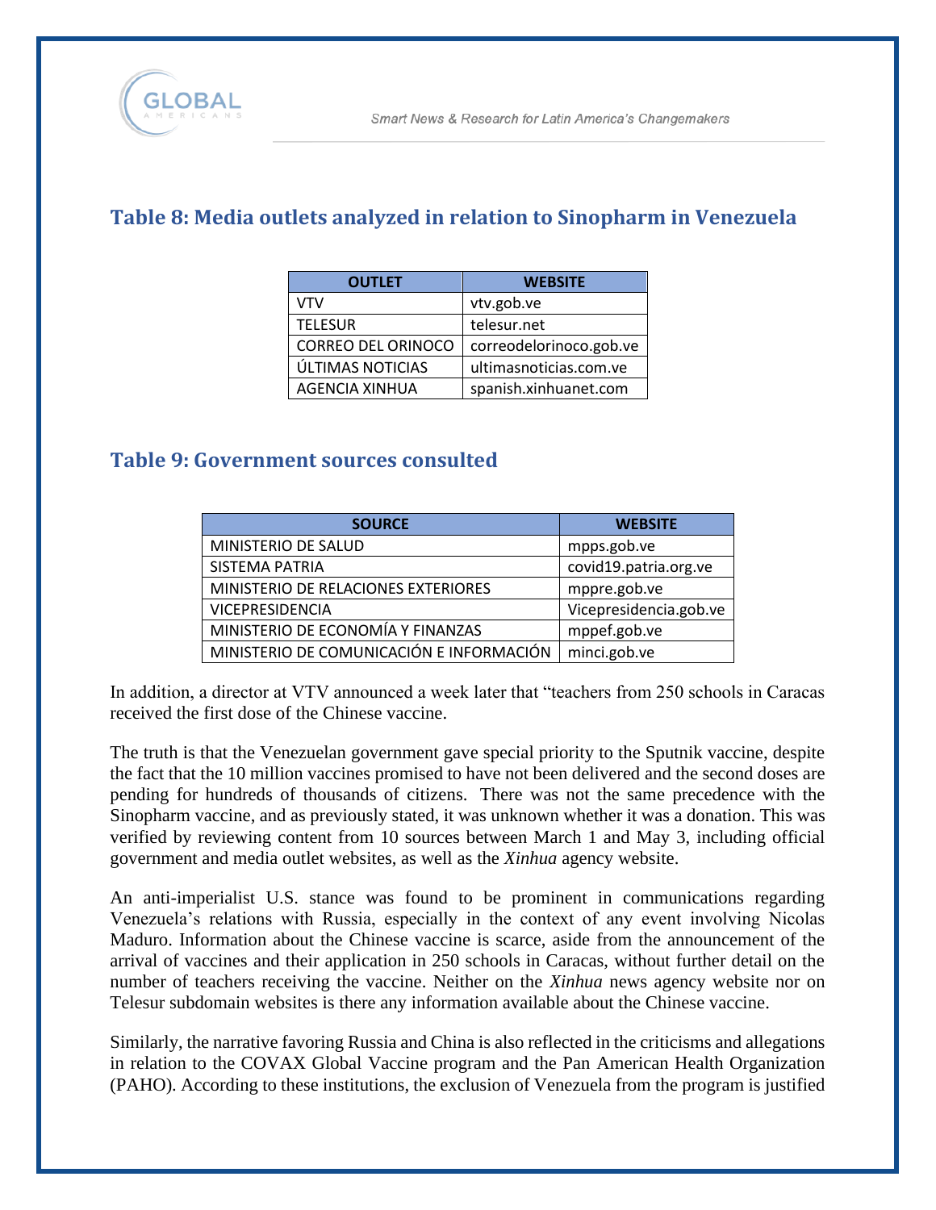## Table 8: Media outlets analyzed in relation to Sinopharm in Venezuela

| OUTLET | WEBSITE |
|---|---|
| VTV | vtv.gob.ve |
| TELESUR | telesur.net |
| CORREO DEL ORINOCO | correodelorinoco.gob.ve |
| ÚLTIMAS NOTICIAS | ultimasnoticias.com.ve |
| AGENCIA XINHUA | spanish.xinhuanet.com |

## Table 9: Government sources consulted

| SOURCE | WEBSITE |
|---|---|
| MINISTERIO DE SALUD | mpps.gob.ve |
| SISTEMA PATRIA | covid19.patria.org.ve |
| MINISTERIO DE RELACIONES EXTERIORES | mppre.gob.ve |
| VICEPRESIDENCIA | Vicepresidencia.gob.ve |
| MINISTERIO DE ECONOMÍA Y FINANZAS | mppef.gob.ve |
| MINISTERIO DE COMUNICACIÓN E INFORMACIÓN | minci.gob.ve |

In addition, a director at VTV announced a week later that "teachers from 250 schools in Caracas received the first dose of the Chinese vaccine.

The truth is that the Venezuelan government gave special priority to the Sputnik vaccine, despite the fact that the 10 million vaccines promised to have not been delivered and the second doses are pending for hundreds of thousands of citizens. There was not the same precedence with the Sinopharm vaccine, and as previously stated, it was unknown whether it was a donation. This was verified by reviewing content from 10 sources between March 1 and May 3, including official government and media outlet websites, as well as the *Xinhua* agency website.

An anti-imperialist U.S. stance was found to be prominent in communications regarding Venezuela's relations with Russia, especially in the context of any event involving Nicolas Maduro. Information about the Chinese vaccine is scarce, aside from the announcement of the arrival of vaccines and their application in 250 schools in Caracas, without further detail on the number of teachers receiving the vaccine. Neither on the *Xinhua* news agency website nor on Telesur subdomain websites is there any information available about the Chinese vaccine.

Similarly, the narrative favoring Russia and China is also reflected in the criticisms and allegations in relation to the COVAX Global Vaccine program and the Pan American Health Organization (PAHO). According to these institutions, the exclusion of Venezuela from the program is justified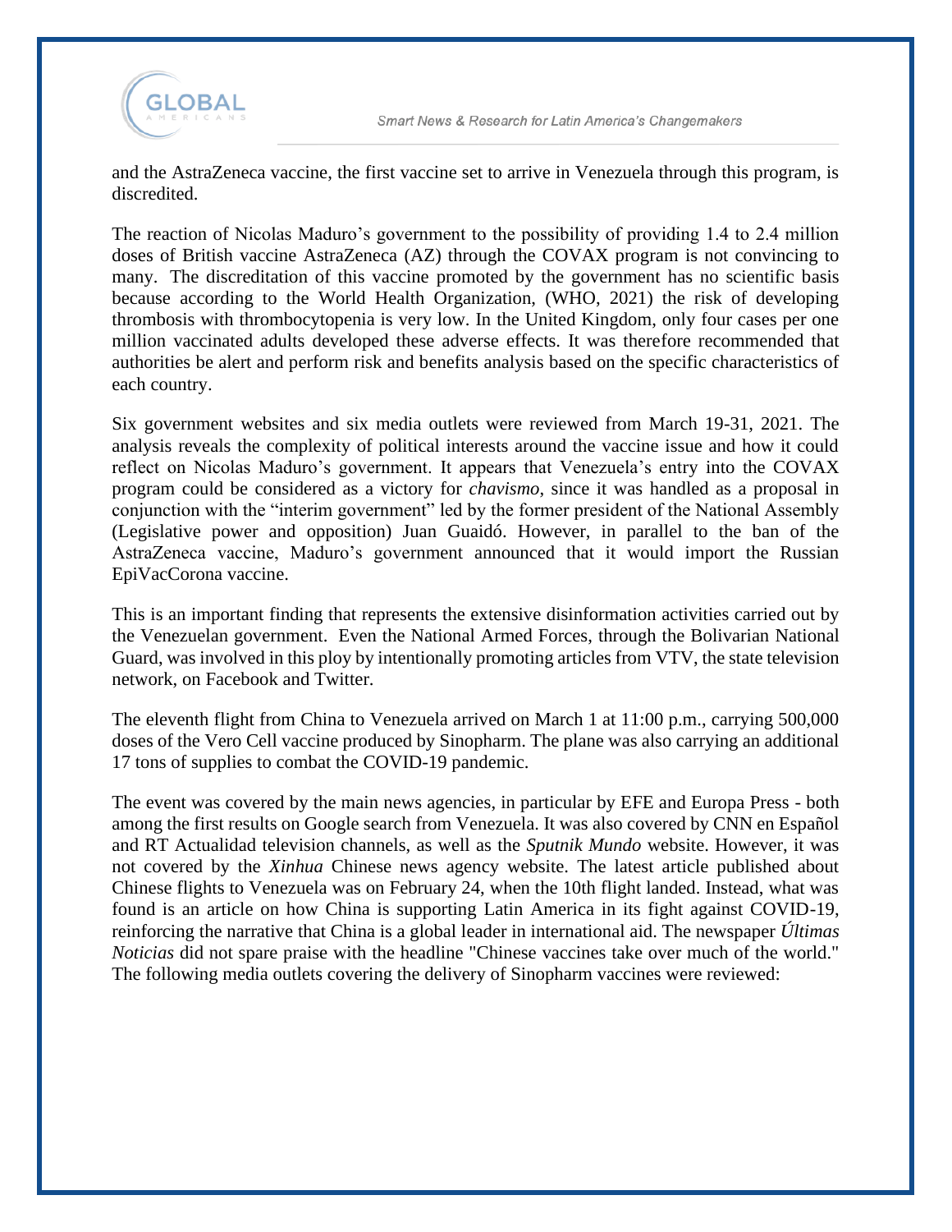and the AstraZeneca vaccine, the first vaccine set to arrive in Venezuela through this program, is discredited.

The reaction of Nicolas Maduro's government to the possibility of providing 1.4 to 2.4 million doses of British vaccine AstraZeneca (AZ) through the COVAX program is not convincing to many. The discreditation of this vaccine promoted by the government has no scientific basis because according to the World Health Organization, (WHO, 2021) the risk of developing thrombosis with thrombocytopenia is very low. In the United Kingdom, only four cases per one million vaccinated adults developed these adverse effects. It was therefore recommended that authorities be alert and perform risk and benefits analysis based on the specific characteristics of each country.

Six government websites and six media outlets were reviewed from March 19-31, 2021. The analysis reveals the complexity of political interests around the vaccine issue and how it could reflect on Nicolas Maduro's government. It appears that Venezuela's entry into the COVAX program could be considered as a victory for *chavismo*, since it was handled as a proposal in conjunction with the "interim government" led by the former president of the National Assembly (Legislative power and opposition) Juan Guaidó. However, in parallel to the ban of the AstraZeneca vaccine, Maduro's government announced that it would import the Russian EpiVacCorona vaccine.

This is an important finding that represents the extensive disinformation activities carried out by the Venezuelan government. Even the National Armed Forces, through the Bolivarian National Guard, was involved in this ploy by intentionally promoting articles from VTV, the state television network, on Facebook and Twitter.

The eleventh flight from China to Venezuela arrived on March 1 at 11:00 p.m., carrying 500,000 doses of the Vero Cell vaccine produced by Sinopharm. The plane was also carrying an additional 17 tons of supplies to combat the COVID-19 pandemic.

The event was covered by the main news agencies, in particular by EFE and Europa Press - both among the first results on Google search from Venezuela. It was also covered by CNN en Español and RT Actualidad television channels, as well as the *Sputnik Mundo* website. However, it was not covered by the *Xinhua* Chinese news agency website. The latest article published about Chinese flights to Venezuela was on February 24, when the 10th flight landed. Instead, what was found is an article on how China is supporting Latin America in its fight against COVID-19, reinforcing the narrative that China is a global leader in international aid. The newspaper *Últimas Noticias* did not spare praise with the headline "Chinese vaccines take over much of the world." The following media outlets covering the delivery of Sinopharm vaccines were reviewed: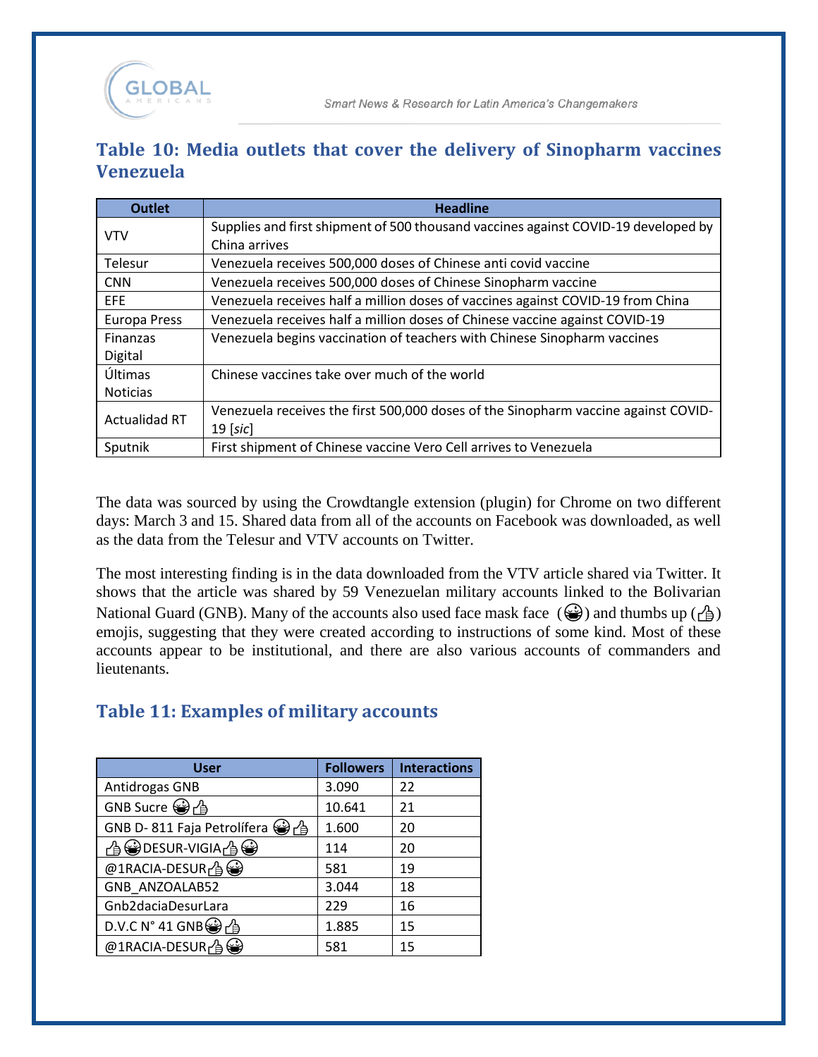## Table 10: Media outlets that cover the delivery of Sinopharm vaccines Venezuela

| Outlet | Headline |
|---|---|
| VTV | Supplies and first shipment of 500 thousand vaccines against COVID-19 developed by China arrives |
| Telesur | Venezuela receives 500,000 doses of Chinese anti covid vaccine |
| CNN | Venezuela receives 500,000 doses of Chinese Sinopharm vaccine |
| EFE | Venezuela receives half a million doses of vaccines against COVID-19 from China |
| Europa Press | Venezuela receives half a million doses of Chinese vaccine against COVID-19 |
| Finanzas Digital | Venezuela begins vaccination of teachers with Chinese Sinopharm vaccines |
| Últimas Noticias | Chinese vaccines take over much of the world |
| Actualidad RT | Venezuela receives the first 500,000 doses of the Sinopharm vaccine against COVID-19 [*sic*] |
| Sputnik | First shipment of Chinese vaccine Vero Cell arrives to Venezuela |

The data was sourced by using the Crowdtangle extension (plugin) for Chrome on two different days: March 3 and 15. Shared data from all of the accounts on Facebook was downloaded, as well as the data from the Telesur and VTV accounts on Twitter.

The most interesting finding is in the data downloaded from the VTV article shared via Twitter. It shows that the article was shared by 59 Venezuelan military accounts linked to the Bolivarian National Guard (GNB). Many of the accounts also used face mask face (😷) and thumbs up (👍) emojis, suggesting that they were created according to instructions of some kind. Most of these accounts appear to be institutional, and there are also various accounts of commanders and lieutenants.

## Table 11: Examples of military accounts

| User | Followers | Interactions |
|---|---|---|
| Antidrogas GNB | 3.090 | 22 |
| GNB Sucre 😷👍 | 10.641 | 21 |
| GNB D- 811 Faja Petrolífera 😷👍 | 1.600 | 20 |
| 👍😷DESUR-VIGIA👍😷 | 114 | 20 |
| @1RACIA-DESUR👍😷 | 581 | 19 |
| GNB_ANZOALAB52 | 3.044 | 18 |
| Gnb2daciaDesurLara | 229 | 16 |
| D.V.C N° 41 GNB😷👍 | 1.885 | 15 |
| @1RACIA-DESUR👍😷 | 581 | 15 |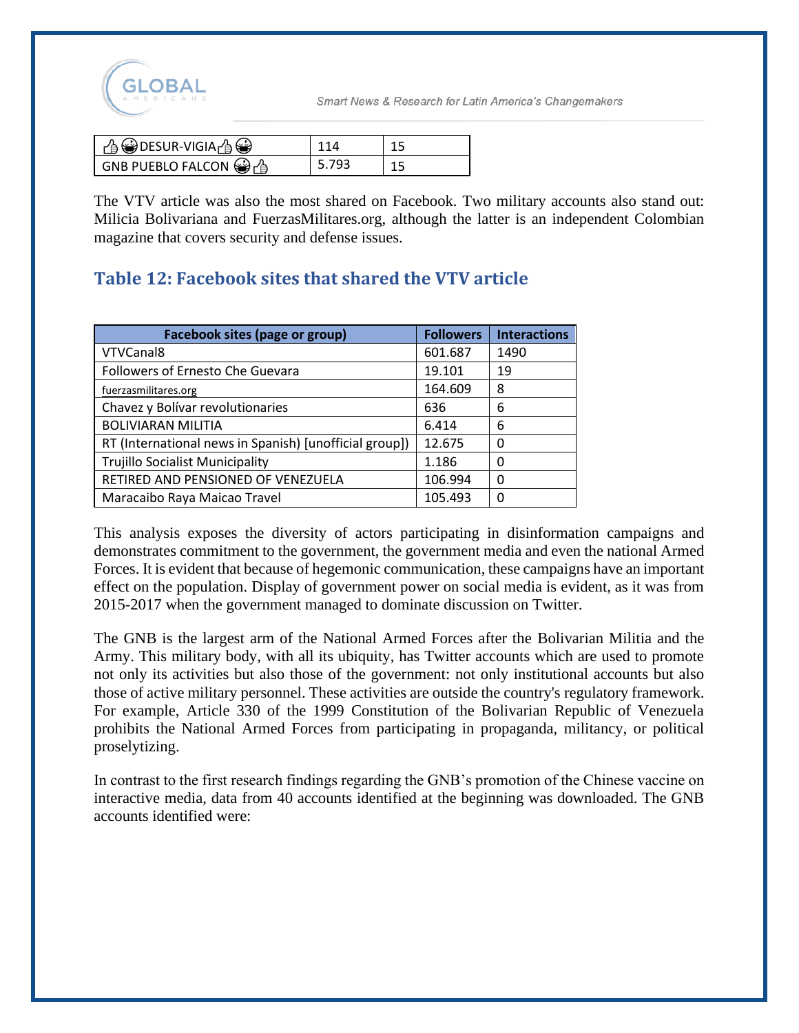| | | |
|---|---|---|
| 👍😁DESUR-VIGIA👍😁 | 114 | 15 |
| GNB PUEBLO FALCON 😁👍 | 5.793 | 15 |

The VTV article was also the most shared on Facebook. Two military accounts also stand out: Milicia Bolivariana and FuerzasMilitares.org, although the latter is an independent Colombian magazine that covers security and defense issues.

## Table 12: Facebook sites that shared the VTV article

| Facebook sites (page or group) | Followers | Interactions |
|---|---|---|
| VTVCanal8 | 601.687 | 1490 |
| Followers of Ernesto Che Guevara | 19.101 | 19 |
| fuerzasmilitares.org | 164.609 | 8 |
| Chavez y Bolívar revolutionaries | 636 | 6 |
| BOLIVIARAN MILITIA | 6.414 | 6 |
| RT (International news in Spanish) [unofficial group]) | 12.675 | 0 |
| Trujillo Socialist Municipality | 1.186 | 0 |
| RETIRED AND PENSIONED OF VENEZUELA | 106.994 | 0 |
| Maracaibo Raya Maicao Travel | 105.493 | 0 |

This analysis exposes the diversity of actors participating in disinformation campaigns and demonstrates commitment to the government, the government media and even the national Armed Forces. It is evident that because of hegemonic communication, these campaigns have an important effect on the population. Display of government power on social media is evident, as it was from 2015-2017 when the government managed to dominate discussion on Twitter.

The GNB is the largest arm of the National Armed Forces after the Bolivarian Militia and the Army. This military body, with all its ubiquity, has Twitter accounts which are used to promote not only its activities but also those of the government: not only institutional accounts but also those of active military personnel. These activities are outside the country's regulatory framework. For example, Article 330 of the 1999 Constitution of the Bolivarian Republic of Venezuela prohibits the National Armed Forces from participating in propaganda, militancy, or political proselytizing.

In contrast to the first research findings regarding the GNB's promotion of the Chinese vaccine on interactive media, data from 40 accounts identified at the beginning was downloaded. The GNB accounts identified were: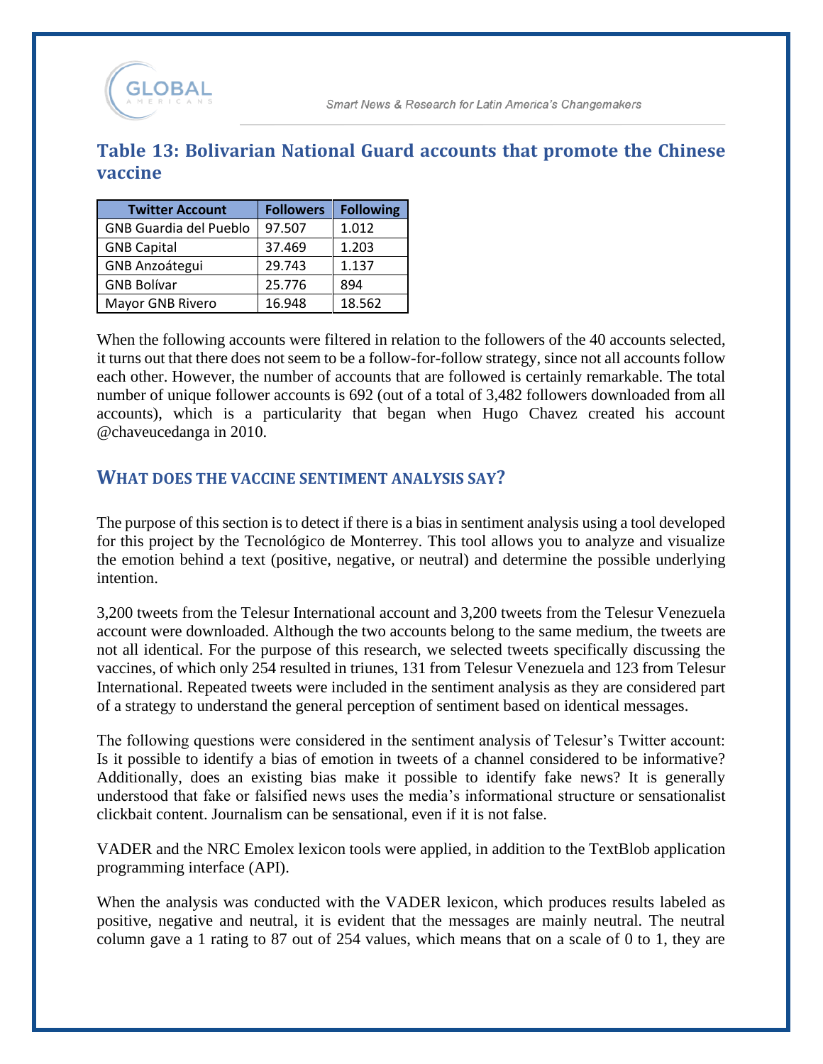## Table 13: Bolivarian National Guard accounts that promote the Chinese vaccine

| Twitter Account | Followers | Following |
| --- | --- | --- |
| GNB Guardia del Pueblo | 97.507 | 1.012 |
| GNB Capital | 37.469 | 1.203 |
| GNB Anzoátegui | 29.743 | 1.137 |
| GNB Bolívar | 25.776 | 894 |
| Mayor GNB Rivero | 16.948 | 18.562 |

When the following accounts were filtered in relation to the followers of the 40 accounts selected, it turns out that there does not seem to be a follow-for-follow strategy, since not all accounts follow each other. However, the number of accounts that are followed is certainly remarkable. The total number of unique follower accounts is 692 (out of a total of 3,482 followers downloaded from all accounts), which is a particularity that began when Hugo Chavez created his account @chaveucedanga in 2010.

## WHAT DOES THE VACCINE SENTIMENT ANALYSIS SAY?

The purpose of this section is to detect if there is a bias in sentiment analysis using a tool developed for this project by the Tecnológico de Monterrey. This tool allows you to analyze and visualize the emotion behind a text (positive, negative, or neutral) and determine the possible underlying intention.

3,200 tweets from the Telesur International account and 3,200 tweets from the Telesur Venezuela account were downloaded. Although the two accounts belong to the same medium, the tweets are not all identical. For the purpose of this research, we selected tweets specifically discussing the vaccines, of which only 254 resulted in triunes, 131 from Telesur Venezuela and 123 from Telesur International. Repeated tweets were included in the sentiment analysis as they are considered part of a strategy to understand the general perception of sentiment based on identical messages.

The following questions were considered in the sentiment analysis of Telesur's Twitter account: Is it possible to identify a bias of emotion in tweets of a channel considered to be informative? Additionally, does an existing bias make it possible to identify fake news? It is generally understood that fake or falsified news uses the media's informational structure or sensationalist clickbait content. Journalism can be sensational, even if it is not false.

VADER and the NRC Emolex lexicon tools were applied, in addition to the TextBlob application programming interface (API).

When the analysis was conducted with the VADER lexicon, which produces results labeled as positive, negative and neutral, it is evident that the messages are mainly neutral. The neutral column gave a 1 rating to 87 out of 254 values, which means that on a scale of 0 to 1, they are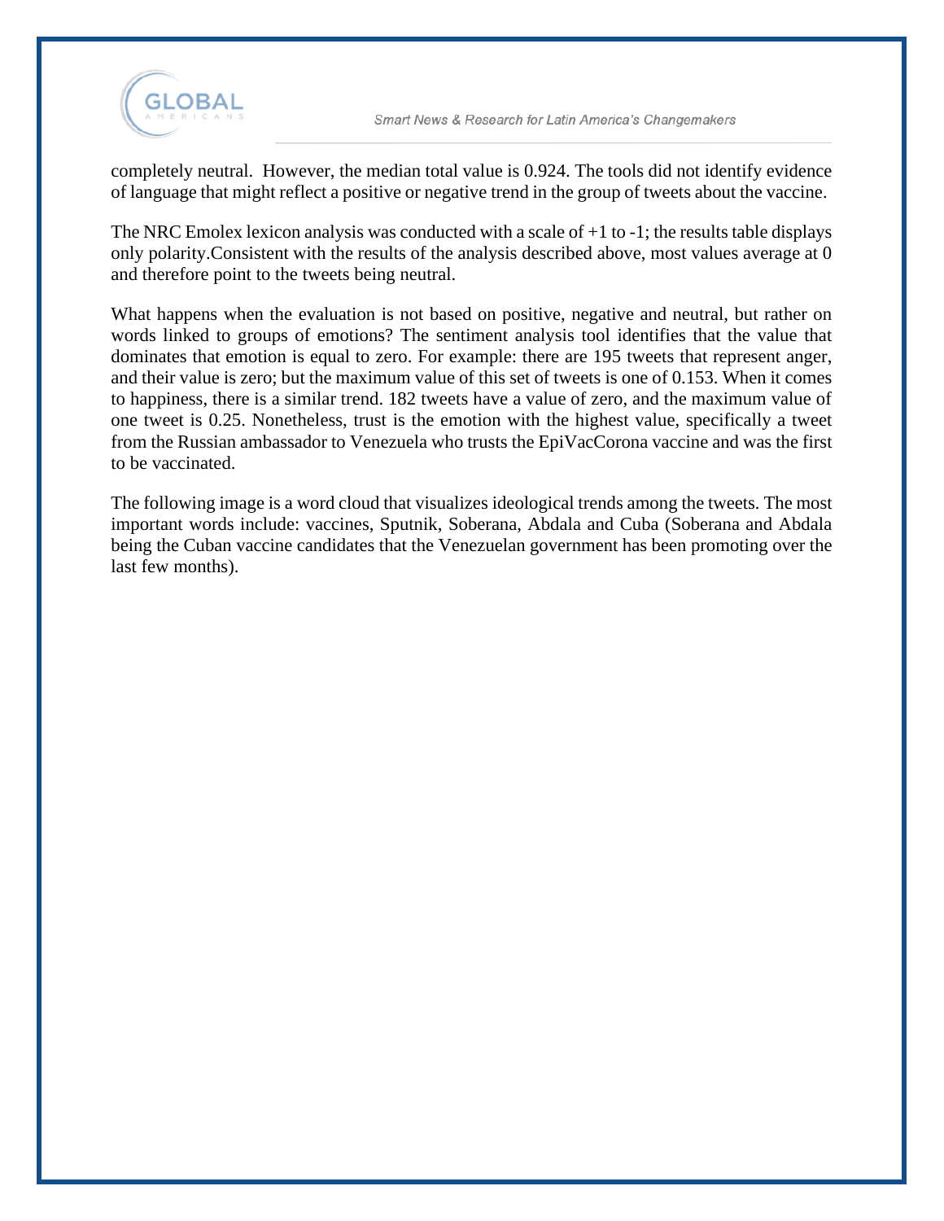completely neutral.  However, the median total value is 0.924. The tools did not identify evidence of language that might reflect a positive or negative trend in the group of tweets about the vaccine.

The NRC Emolex lexicon analysis was conducted with a scale of +1 to -1; the results table displays only polarity.Consistent with the results of the analysis described above, most values average at 0 and therefore point to the tweets being neutral.

What happens when the evaluation is not based on positive, negative and neutral, but rather on words linked to groups of emotions? The sentiment analysis tool identifies that the value that dominates that emotion is equal to zero. For example: there are 195 tweets that represent anger, and their value is zero; but the maximum value of this set of tweets is one of 0.153. When it comes to happiness, there is a similar trend. 182 tweets have a value of zero, and the maximum value of one tweet is 0.25. Nonetheless, trust is the emotion with the highest value, specifically a tweet from the Russian ambassador to Venezuela who trusts the EpiVacCorona vaccine and was the first to be vaccinated.

The following image is a word cloud that visualizes ideological trends among the tweets. The most important words include: vaccines, Sputnik, Soberana, Abdala and Cuba (Soberana and Abdala being the Cuban vaccine candidates that the Venezuelan government has been promoting over the last few months).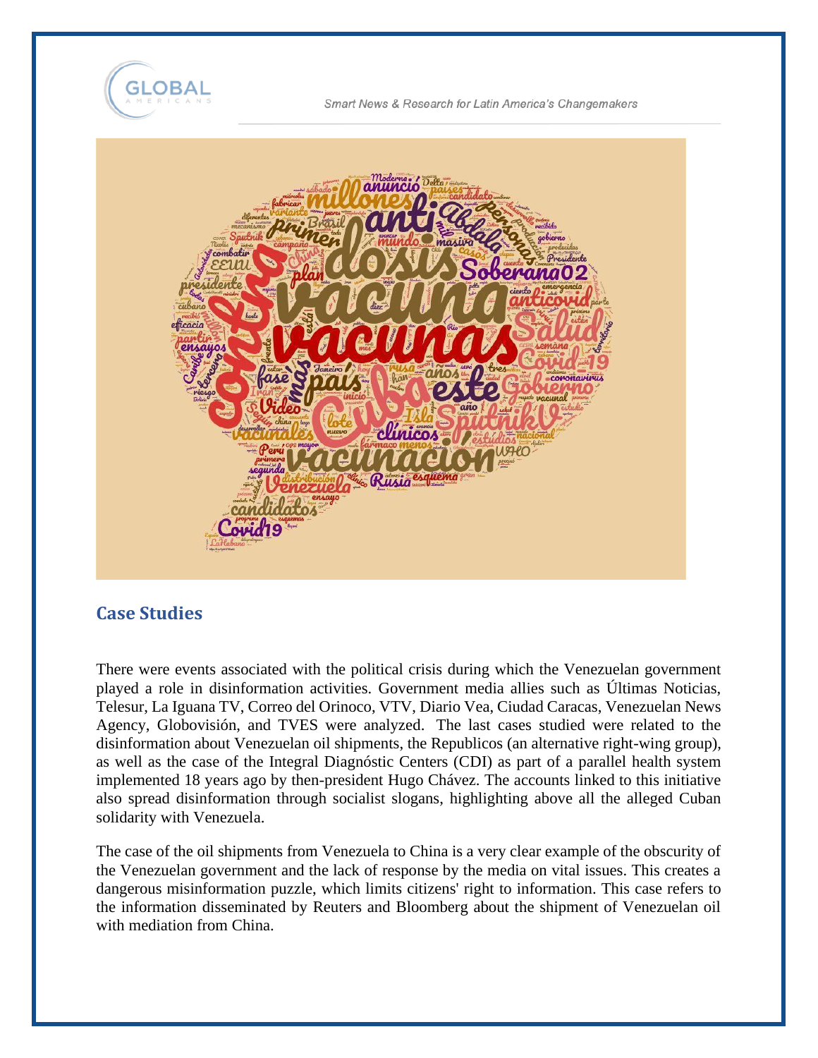## Case Studies

There were events associated with the political crisis during which the Venezuelan government played a role in disinformation activities. Government media allies such as Últimas Noticias, Telesur, La Iguana TV, Correo del Orinoco, VTV, Diario Vea, Ciudad Caracas, Venezuelan News Agency, Globovisión, and TVES were analyzed. The last cases studied were related to the disinformation about Venezuelan oil shipments, the Republicos (an alternative right-wing group), as well as the case of the Integral Diagnóstic Centers (CDI) as part of a parallel health system implemented 18 years ago by then-president Hugo Chávez. The accounts linked to this initiative also spread disinformation through socialist slogans, highlighting above all the alleged Cuban solidarity with Venezuela.

The case of the oil shipments from Venezuela to China is a very clear example of the obscurity of the Venezuelan government and the lack of response by the media on vital issues. This creates a dangerous misinformation puzzle, which limits citizens' right to information. This case refers to the information disseminated by Reuters and Bloomberg about the shipment of Venezuelan oil with mediation from China.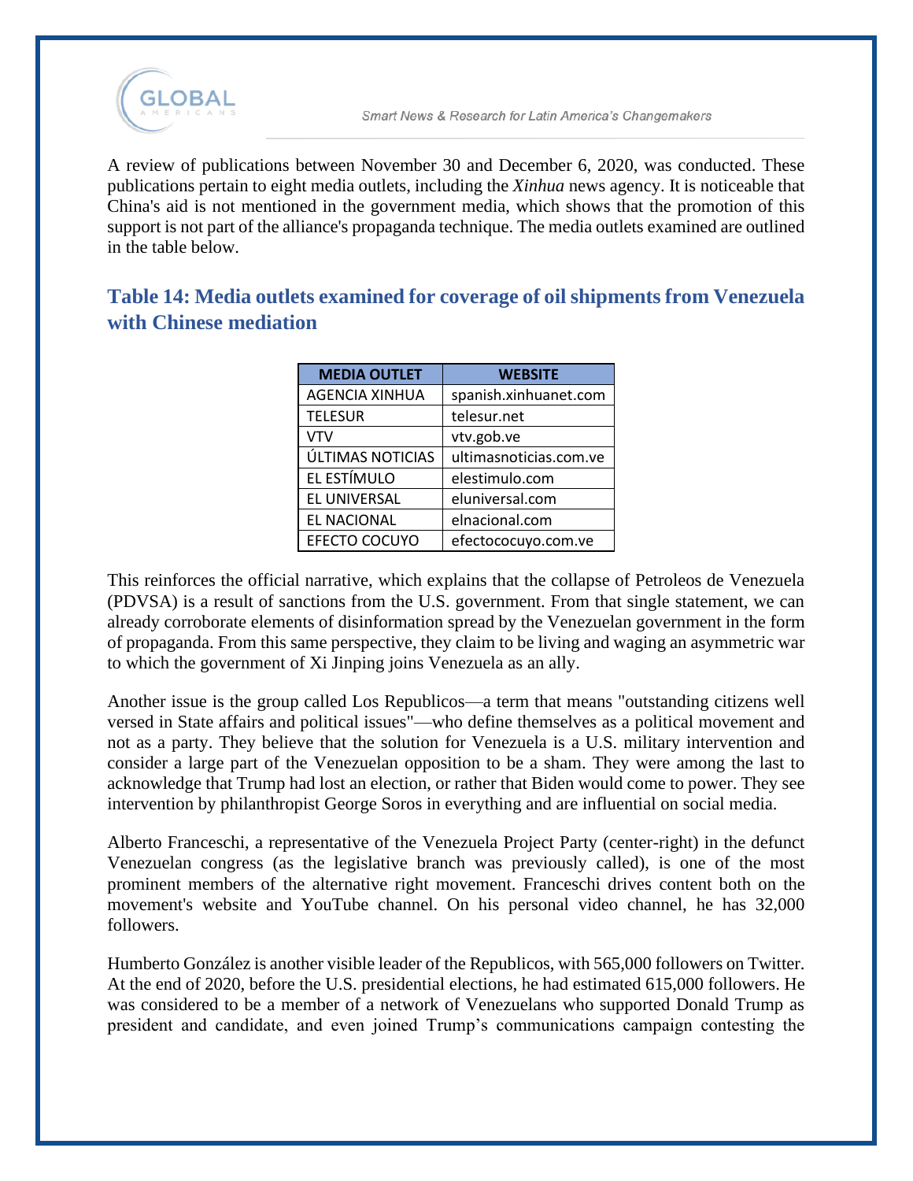A review of publications between November 30 and December 6, 2020, was conducted. These publications pertain to eight media outlets, including the *Xinhua* news agency. It is noticeable that China's aid is not mentioned in the government media, which shows that the promotion of this support is not part of the alliance's propaganda technique. The media outlets examined are outlined in the table below.

## Table 14: Media outlets examined for coverage of oil shipments from Venezuela with Chinese mediation

| MEDIA OUTLET | WEBSITE |
|---|---|
| AGENCIA XINHUA | spanish.xinhuanet.com |
| TELESUR | telesur.net |
| VTV | vtv.gob.ve |
| ÚLTIMAS NOTICIAS | ultimasnoticias.com.ve |
| EL ESTÍMULO | elestimulo.com |
| EL UNIVERSAL | eluniversal.com |
| EL NACIONAL | elnacional.com |
| EFECTO COCUYO | efectococuyo.com.ve |

This reinforces the official narrative, which explains that the collapse of Petroleos de Venezuela (PDVSA) is a result of sanctions from the U.S. government. From that single statement, we can already corroborate elements of disinformation spread by the Venezuelan government in the form of propaganda. From this same perspective, they claim to be living and waging an asymmetric war to which the government of Xi Jinping joins Venezuela as an ally.

Another issue is the group called Los Republicos—a term that means "outstanding citizens well versed in State affairs and political issues"—who define themselves as a political movement and not as a party. They believe that the solution for Venezuela is a U.S. military intervention and consider a large part of the Venezuelan opposition to be a sham. They were among the last to acknowledge that Trump had lost an election, or rather that Biden would come to power. They see intervention by philanthropist George Soros in everything and are influential on social media.

Alberto Franceschi, a representative of the Venezuela Project Party (center-right) in the defunct Venezuelan congress (as the legislative branch was previously called), is one of the most prominent members of the alternative right movement. Franceschi drives content both on the movement's website and YouTube channel. On his personal video channel, he has 32,000 followers.

Humberto González is another visible leader of the Republicos, with 565,000 followers on Twitter. At the end of 2020, before the U.S. presidential elections, he had estimated 615,000 followers. He was considered to be a member of a network of Venezuelans who supported Donald Trump as president and candidate, and even joined Trump's communications campaign contesting the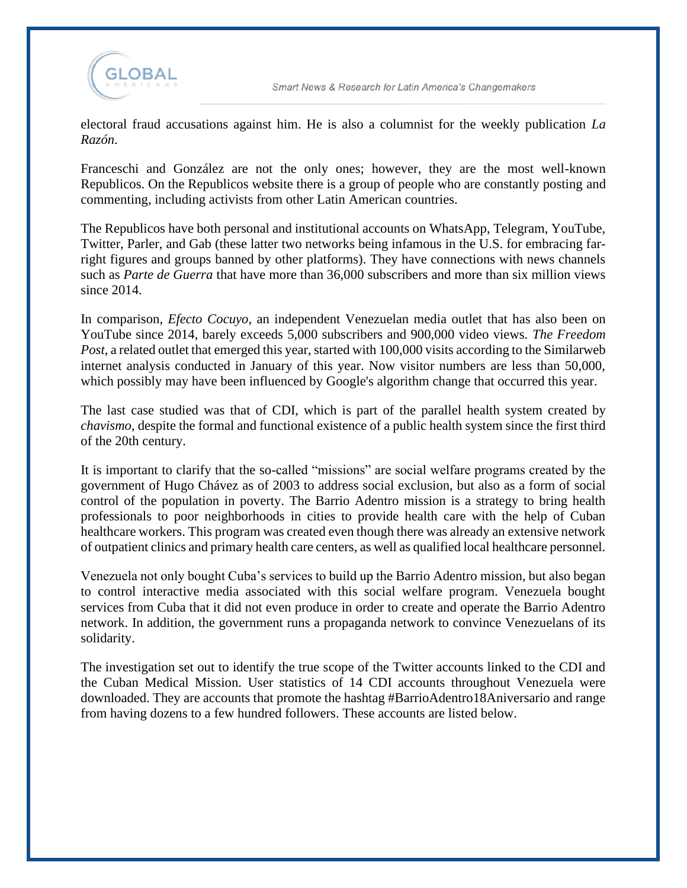electoral fraud accusations against him. He is also a columnist for the weekly publication *La Razón*.

Franceschi and González are not the only ones; however, they are the most well-known Republicos. On the Republicos website there is a group of people who are constantly posting and commenting, including activists from other Latin American countries.

The Republicos have both personal and institutional accounts on WhatsApp, Telegram, YouTube, Twitter, Parler, and Gab (these latter two networks being infamous in the U.S. for embracing far-right figures and groups banned by other platforms). They have connections with news channels such as *Parte de Guerra* that have more than 36,000 subscribers and more than six million views since 2014.

In comparison, *Efecto Cocuyo*, an independent Venezuelan media outlet that has also been on YouTube since 2014, barely exceeds 5,000 subscribers and 900,000 video views. *The Freedom Post*, a related outlet that emerged this year, started with 100,000 visits according to the Similarweb internet analysis conducted in January of this year. Now visitor numbers are less than 50,000, which possibly may have been influenced by Google's algorithm change that occurred this year.

The last case studied was that of CDI, which is part of the parallel health system created by *chavismo*, despite the formal and functional existence of a public health system since the first third of the 20th century.

It is important to clarify that the so-called "missions" are social welfare programs created by the government of Hugo Chávez as of 2003 to address social exclusion, but also as a form of social control of the population in poverty. The Barrio Adentro mission is a strategy to bring health professionals to poor neighborhoods in cities to provide health care with the help of Cuban healthcare workers. This program was created even though there was already an extensive network of outpatient clinics and primary health care centers, as well as qualified local healthcare personnel.

Venezuela not only bought Cuba's services to build up the Barrio Adentro mission, but also began to control interactive media associated with this social welfare program. Venezuela bought services from Cuba that it did not even produce in order to create and operate the Barrio Adentro network. In addition, the government runs a propaganda network to convince Venezuelans of its solidarity.

The investigation set out to identify the true scope of the Twitter accounts linked to the CDI and the Cuban Medical Mission. User statistics of 14 CDI accounts throughout Venezuela were downloaded. They are accounts that promote the hashtag #BarrioAdentro18Aniversario and range from having dozens to a few hundred followers. These accounts are listed below.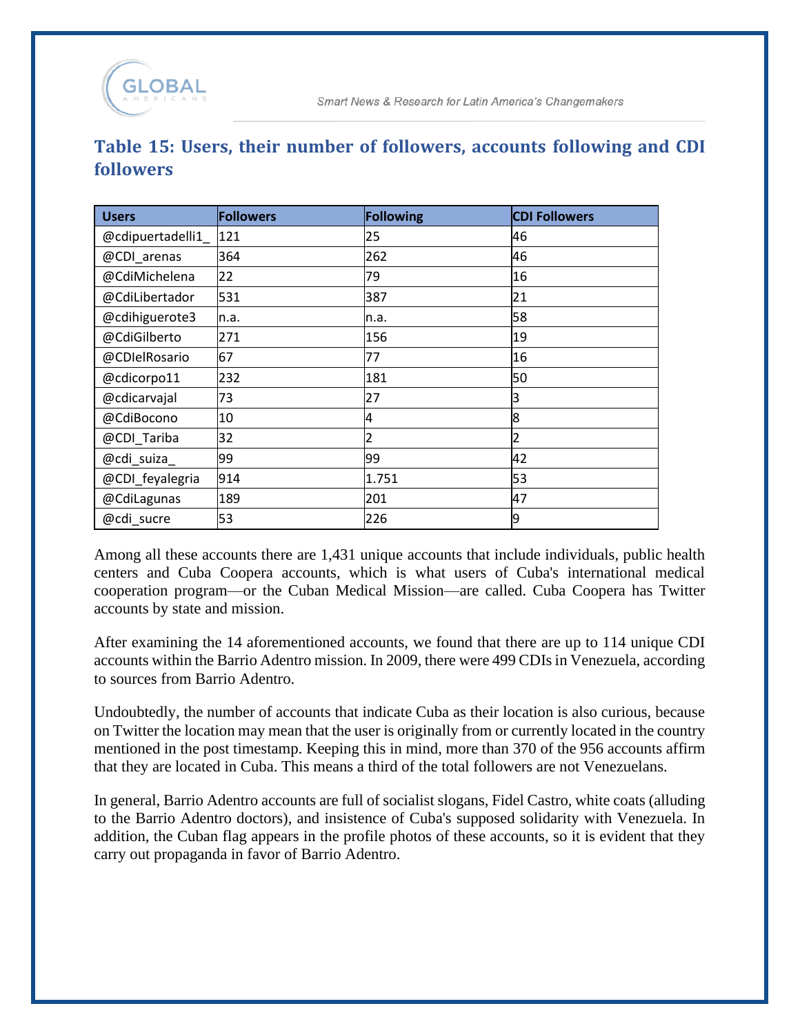### Table 15: Users, their number of followers, accounts following and CDI followers

| Users | Followers | Following | CDI Followers |
|---|---|---|---|
| @cdipuertadelli1_ | 121 | 25 | 46 |
| @CDI_arenas | 364 | 262 | 46 |
| @CdiMichelena | 22 | 79 | 16 |
| @CdiLibertador | 531 | 387 | 21 |
| @cdihiguerote3 | n.a. | n.a. | 58 |
| @CdiGilberto | 271 | 156 | 19 |
| @CDIelRosario | 67 | 77 | 16 |
| @cdicorpo11 | 232 | 181 | 50 |
| @cdicarvajal | 73 | 27 | 3 |
| @CdiBocono | 10 | 4 | 8 |
| @CDI_Tariba | 32 | 2 | 2 |
| @cdi_suiza_ | 99 | 99 | 42 |
| @CDI_feyalegria | 914 | 1.751 | 53 |
| @CdiLagunas | 189 | 201 | 47 |
| @cdi_sucre | 53 | 226 | 9 |

Among all these accounts there are 1,431 unique accounts that include individuals, public health centers and Cuba Coopera accounts, which is what users of Cuba's international medical cooperation program—or the Cuban Medical Mission—are called. Cuba Coopera has Twitter accounts by state and mission.

After examining the 14 aforementioned accounts, we found that there are up to 114 unique CDI accounts within the Barrio Adentro mission. In 2009, there were 499 CDIs in Venezuela, according to sources from Barrio Adentro.

Undoubtedly, the number of accounts that indicate Cuba as their location is also curious, because on Twitter the location may mean that the user is originally from or currently located in the country mentioned in the post timestamp. Keeping this in mind, more than 370 of the 956 accounts affirm that they are located in Cuba. This means a third of the total followers are not Venezuelans.

In general, Barrio Adentro accounts are full of socialist slogans, Fidel Castro, white coats (alluding to the Barrio Adentro doctors), and insistence of Cuba's supposed solidarity with Venezuela. In addition, the Cuban flag appears in the profile photos of these accounts, so it is evident that they carry out propaganda in favor of Barrio Adentro.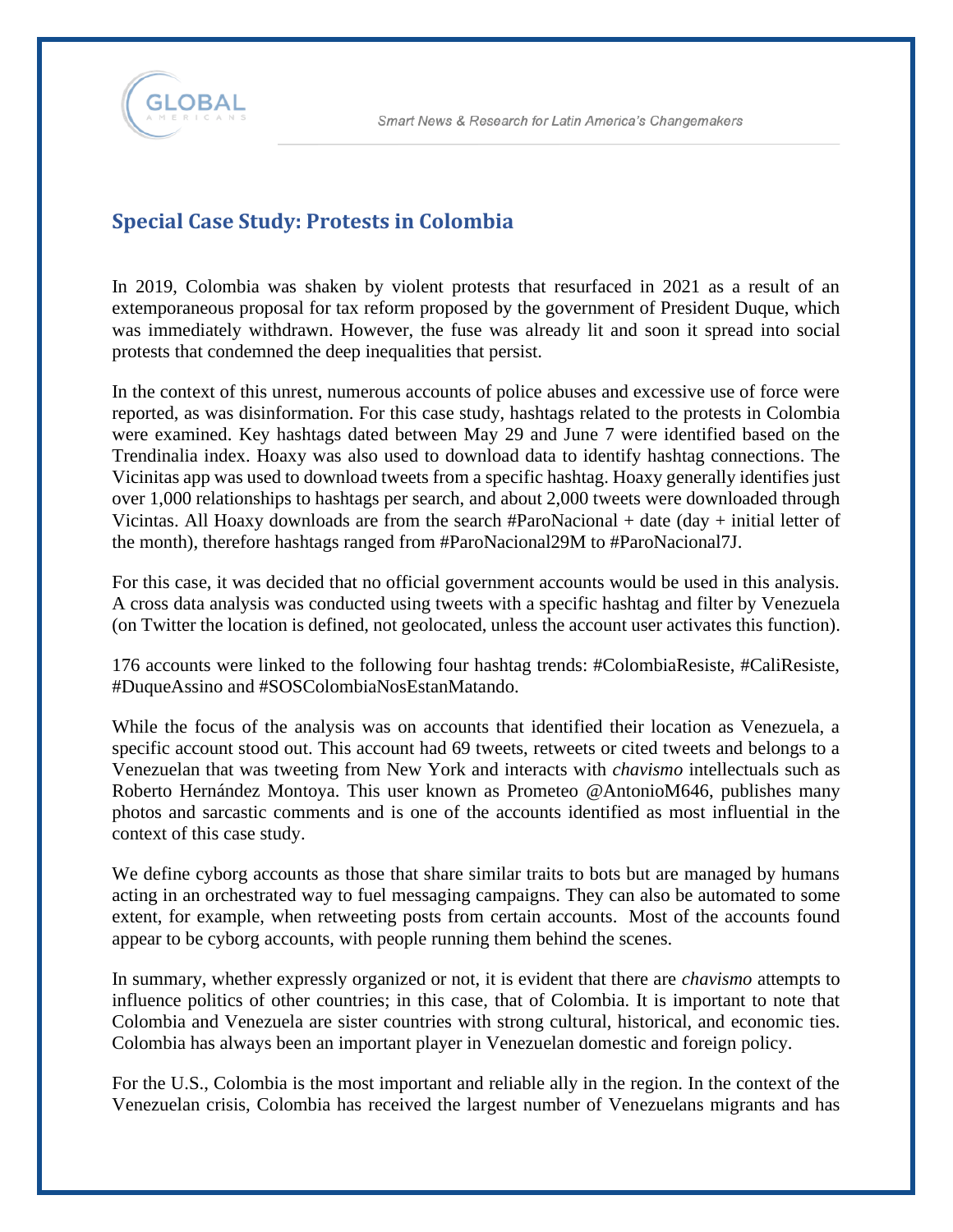## Special Case Study: Protests in Colombia

In 2019, Colombia was shaken by violent protests that resurfaced in 2021 as a result of an extemporaneous proposal for tax reform proposed by the government of President Duque, which was immediately withdrawn. However, the fuse was already lit and soon it spread into social protests that condemned the deep inequalities that persist.

In the context of this unrest, numerous accounts of police abuses and excessive use of force were reported, as was disinformation. For this case study, hashtags related to the protests in Colombia were examined. Key hashtags dated between May 29 and June 7 were identified based on the Trendinalia index. Hoaxy was also used to download data to identify hashtag connections. The Vicinitas app was used to download tweets from a specific hashtag. Hoaxy generally identifies just over 1,000 relationships to hashtags per search, and about 2,000 tweets were downloaded through Vicintas. All Hoaxy downloads are from the search #ParoNacional + date (day + initial letter of the month), therefore hashtags ranged from #ParoNacional29M to #ParoNacional7J.

For this case, it was decided that no official government accounts would be used in this analysis. A cross data analysis was conducted using tweets with a specific hashtag and filter by Venezuela (on Twitter the location is defined, not geolocated, unless the account user activates this function).

176 accounts were linked to the following four hashtag trends: #ColombiaResiste, #CaliResiste, #DuqueAssino and #SOSColombiaNosEstanMatando.

While the focus of the analysis was on accounts that identified their location as Venezuela, a specific account stood out. This account had 69 tweets, retweets or cited tweets and belongs to a Venezuelan that was tweeting from New York and interacts with *chavismo* intellectuals such as Roberto Hernández Montoya. This user known as Prometeo @AntonioM646, publishes many photos and sarcastic comments and is one of the accounts identified as most influential in the context of this case study.

We define cyborg accounts as those that share similar traits to bots but are managed by humans acting in an orchestrated way to fuel messaging campaigns. They can also be automated to some extent, for example, when retweeting posts from certain accounts. Most of the accounts found appear to be cyborg accounts, with people running them behind the scenes.

In summary, whether expressly organized or not, it is evident that there are *chavismo* attempts to influence politics of other countries; in this case, that of Colombia. It is important to note that Colombia and Venezuela are sister countries with strong cultural, historical, and economic ties. Colombia has always been an important player in Venezuelan domestic and foreign policy.

For the U.S., Colombia is the most important and reliable ally in the region. In the context of the Venezuelan crisis, Colombia has received the largest number of Venezuelans migrants and has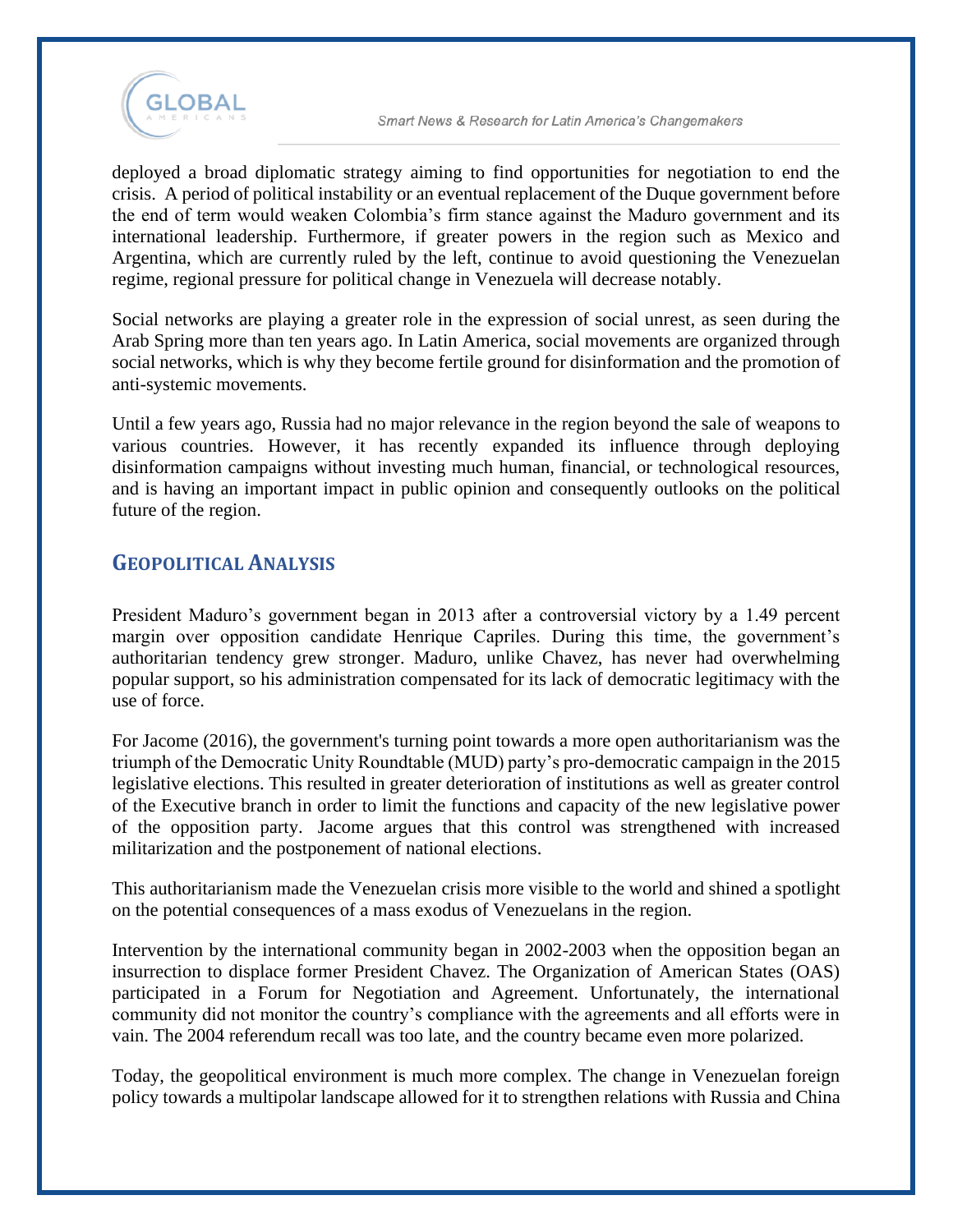deployed a broad diplomatic strategy aiming to find opportunities for negotiation to end the crisis. A period of political instability or an eventual replacement of the Duque government before the end of term would weaken Colombia's firm stance against the Maduro government and its international leadership. Furthermore, if greater powers in the region such as Mexico and Argentina, which are currently ruled by the left, continue to avoid questioning the Venezuelan regime, regional pressure for political change in Venezuela will decrease notably.

Social networks are playing a greater role in the expression of social unrest, as seen during the Arab Spring more than ten years ago. In Latin America, social movements are organized through social networks, which is why they become fertile ground for disinformation and the promotion of anti-systemic movements.

Until a few years ago, Russia had no major relevance in the region beyond the sale of weapons to various countries. However, it has recently expanded its influence through deploying disinformation campaigns without investing much human, financial, or technological resources, and is having an important impact in public opinion and consequently outlooks on the political future of the region.

## Geopolitical Analysis

President Maduro's government began in 2013 after a controversial victory by a 1.49 percent margin over opposition candidate Henrique Capriles. During this time, the government's authoritarian tendency grew stronger. Maduro, unlike Chavez, has never had overwhelming popular support, so his administration compensated for its lack of democratic legitimacy with the use of force.

For Jacome (2016), the government's turning point towards a more open authoritarianism was the triumph of the Democratic Unity Roundtable (MUD) party's pro-democratic campaign in the 2015 legislative elections. This resulted in greater deterioration of institutions as well as greater control of the Executive branch in order to limit the functions and capacity of the new legislative power of the opposition party. Jacome argues that this control was strengthened with increased militarization and the postponement of national elections.

This authoritarianism made the Venezuelan crisis more visible to the world and shined a spotlight on the potential consequences of a mass exodus of Venezuelans in the region.

Intervention by the international community began in 2002-2003 when the opposition began an insurrection to displace former President Chavez. The Organization of American States (OAS) participated in a Forum for Negotiation and Agreement. Unfortunately, the international community did not monitor the country's compliance with the agreements and all efforts were in vain. The 2004 referendum recall was too late, and the country became even more polarized.

Today, the geopolitical environment is much more complex. The change in Venezuelan foreign policy towards a multipolar landscape allowed for it to strengthen relations with Russia and China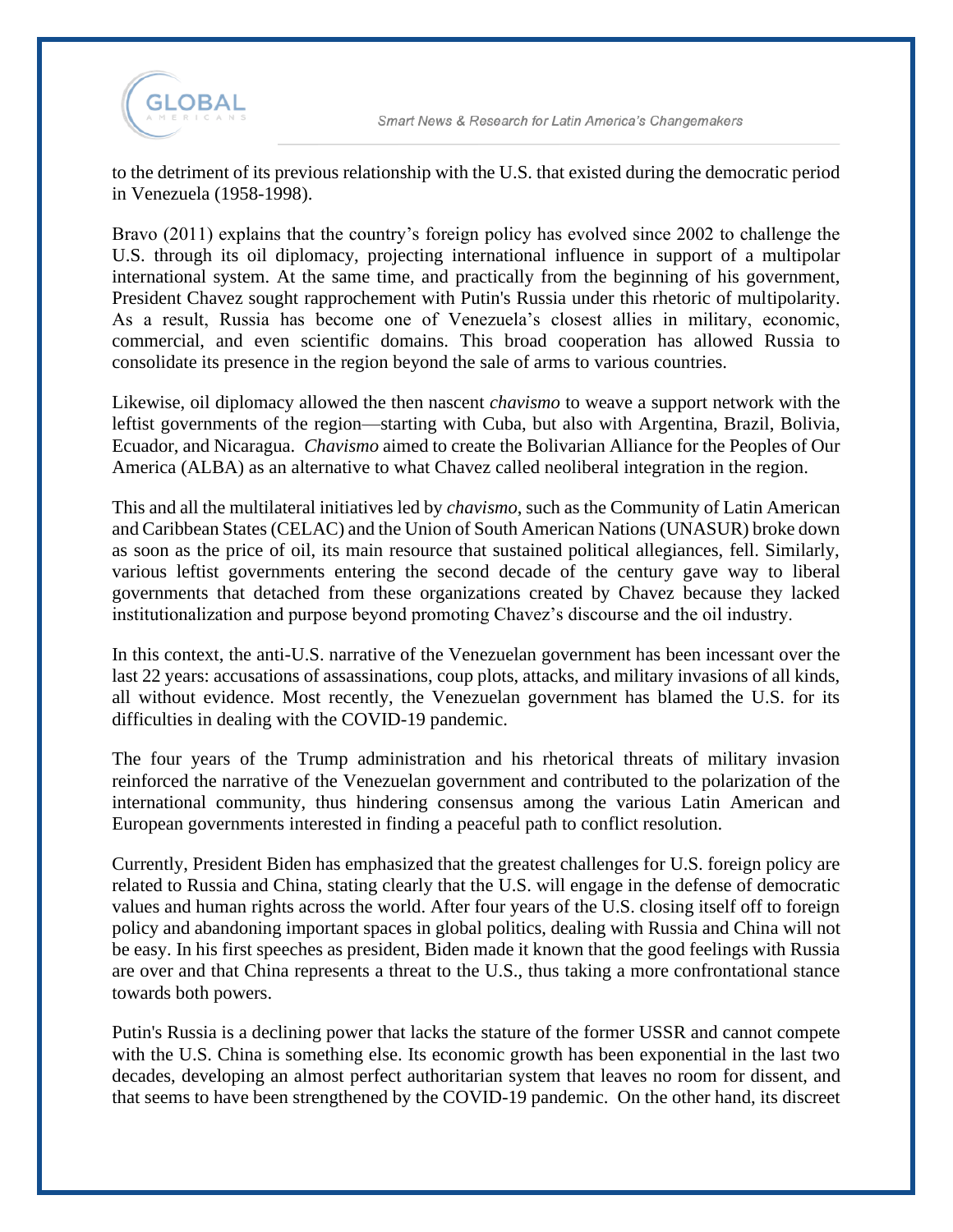to the detriment of its previous relationship with the U.S. that existed during the democratic period in Venezuela (1958-1998).

Bravo (2011) explains that the country's foreign policy has evolved since 2002 to challenge the U.S. through its oil diplomacy, projecting international influence in support of a multipolar international system. At the same time, and practically from the beginning of his government, President Chavez sought rapprochement with Putin's Russia under this rhetoric of multipolarity. As a result, Russia has become one of Venezuela's closest allies in military, economic, commercial, and even scientific domains. This broad cooperation has allowed Russia to consolidate its presence in the region beyond the sale of arms to various countries.

Likewise, oil diplomacy allowed the then nascent *chavismo* to weave a support network with the leftist governments of the region—starting with Cuba, but also with Argentina, Brazil, Bolivia, Ecuador, and Nicaragua. *Chavismo* aimed to create the Bolivarian Alliance for the Peoples of Our America (ALBA) as an alternative to what Chavez called neoliberal integration in the region.

This and all the multilateral initiatives led by *chavismo*, such as the Community of Latin American and Caribbean States (CELAC) and the Union of South American Nations (UNASUR) broke down as soon as the price of oil, its main resource that sustained political allegiances, fell. Similarly, various leftist governments entering the second decade of the century gave way to liberal governments that detached from these organizations created by Chavez because they lacked institutionalization and purpose beyond promoting Chavez's discourse and the oil industry.

In this context, the anti-U.S. narrative of the Venezuelan government has been incessant over the last 22 years: accusations of assassinations, coup plots, attacks, and military invasions of all kinds, all without evidence. Most recently, the Venezuelan government has blamed the U.S. for its difficulties in dealing with the COVID-19 pandemic.

The four years of the Trump administration and his rhetorical threats of military invasion reinforced the narrative of the Venezuelan government and contributed to the polarization of the international community, thus hindering consensus among the various Latin American and European governments interested in finding a peaceful path to conflict resolution.

Currently, President Biden has emphasized that the greatest challenges for U.S. foreign policy are related to Russia and China, stating clearly that the U.S. will engage in the defense of democratic values and human rights across the world. After four years of the U.S. closing itself off to foreign policy and abandoning important spaces in global politics, dealing with Russia and China will not be easy. In his first speeches as president, Biden made it known that the good feelings with Russia are over and that China represents a threat to the U.S., thus taking a more confrontational stance towards both powers.

Putin's Russia is a declining power that lacks the stature of the former USSR and cannot compete with the U.S. China is something else. Its economic growth has been exponential in the last two decades, developing an almost perfect authoritarian system that leaves no room for dissent, and that seems to have been strengthened by the COVID-19 pandemic. On the other hand, its discreet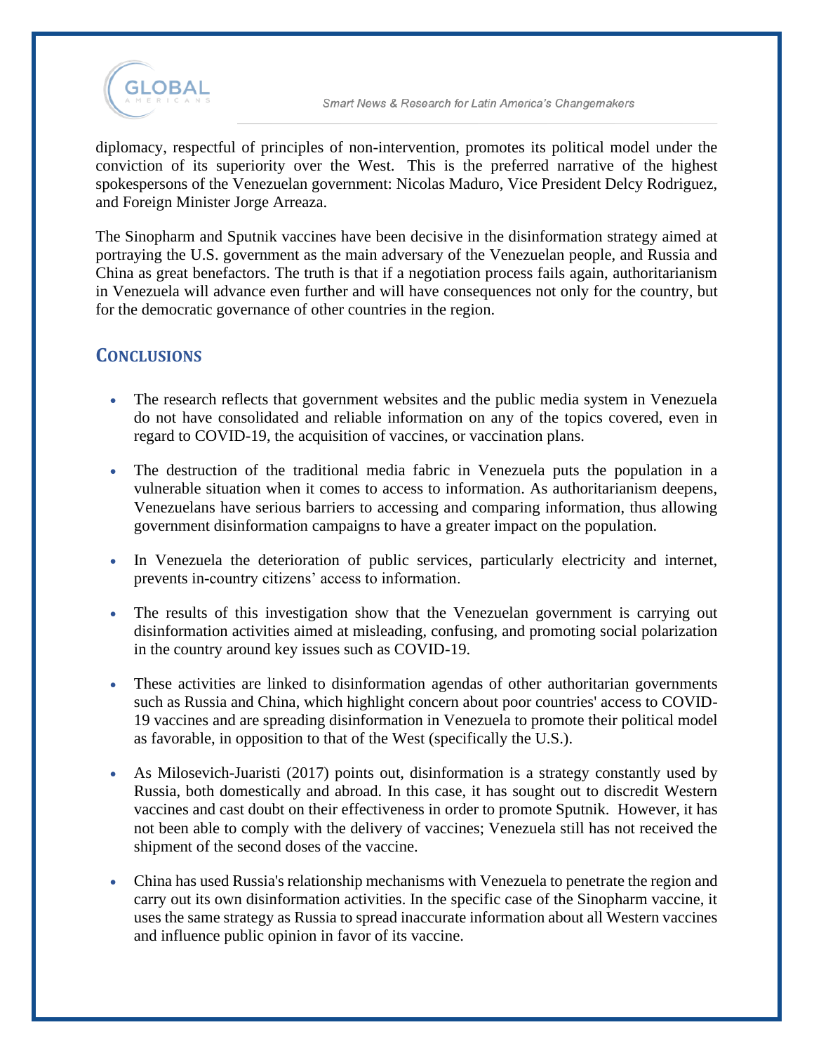diplomacy, respectful of principles of non-intervention, promotes its political model under the conviction of its superiority over the West. This is the preferred narrative of the highest spokespersons of the Venezuelan government: Nicolas Maduro, Vice President Delcy Rodriguez, and Foreign Minister Jorge Arreaza.

The Sinopharm and Sputnik vaccines have been decisive in the disinformation strategy aimed at portraying the U.S. government as the main adversary of the Venezuelan people, and Russia and China as great benefactors. The truth is that if a negotiation process fails again, authoritarianism in Venezuela will advance even further and will have consequences not only for the country, but for the democratic governance of other countries in the region.

## Conclusions

- The research reflects that government websites and the public media system in Venezuela do not have consolidated and reliable information on any of the topics covered, even in regard to COVID-19, the acquisition of vaccines, or vaccination plans.

- The destruction of the traditional media fabric in Venezuela puts the population in a vulnerable situation when it comes to access to information. As authoritarianism deepens, Venezuelans have serious barriers to accessing and comparing information, thus allowing government disinformation campaigns to have a greater impact on the population.

- In Venezuela the deterioration of public services, particularly electricity and internet, prevents in-country citizens' access to information.

- The results of this investigation show that the Venezuelan government is carrying out disinformation activities aimed at misleading, confusing, and promoting social polarization in the country around key issues such as COVID-19.

- These activities are linked to disinformation agendas of other authoritarian governments such as Russia and China, which highlight concern about poor countries' access to COVID-19 vaccines and are spreading disinformation in Venezuela to promote their political model as favorable, in opposition to that of the West (specifically the U.S.).

- As Milosevich-Juaristi (2017) points out, disinformation is a strategy constantly used by Russia, both domestically and abroad. In this case, it has sought out to discredit Western vaccines and cast doubt on their effectiveness in order to promote Sputnik. However, it has not been able to comply with the delivery of vaccines; Venezuela still has not received the shipment of the second doses of the vaccine.

- China has used Russia's relationship mechanisms with Venezuela to penetrate the region and carry out its own disinformation activities. In the specific case of the Sinopharm vaccine, it uses the same strategy as Russia to spread inaccurate information about all Western vaccines and influence public opinion in favor of its vaccine.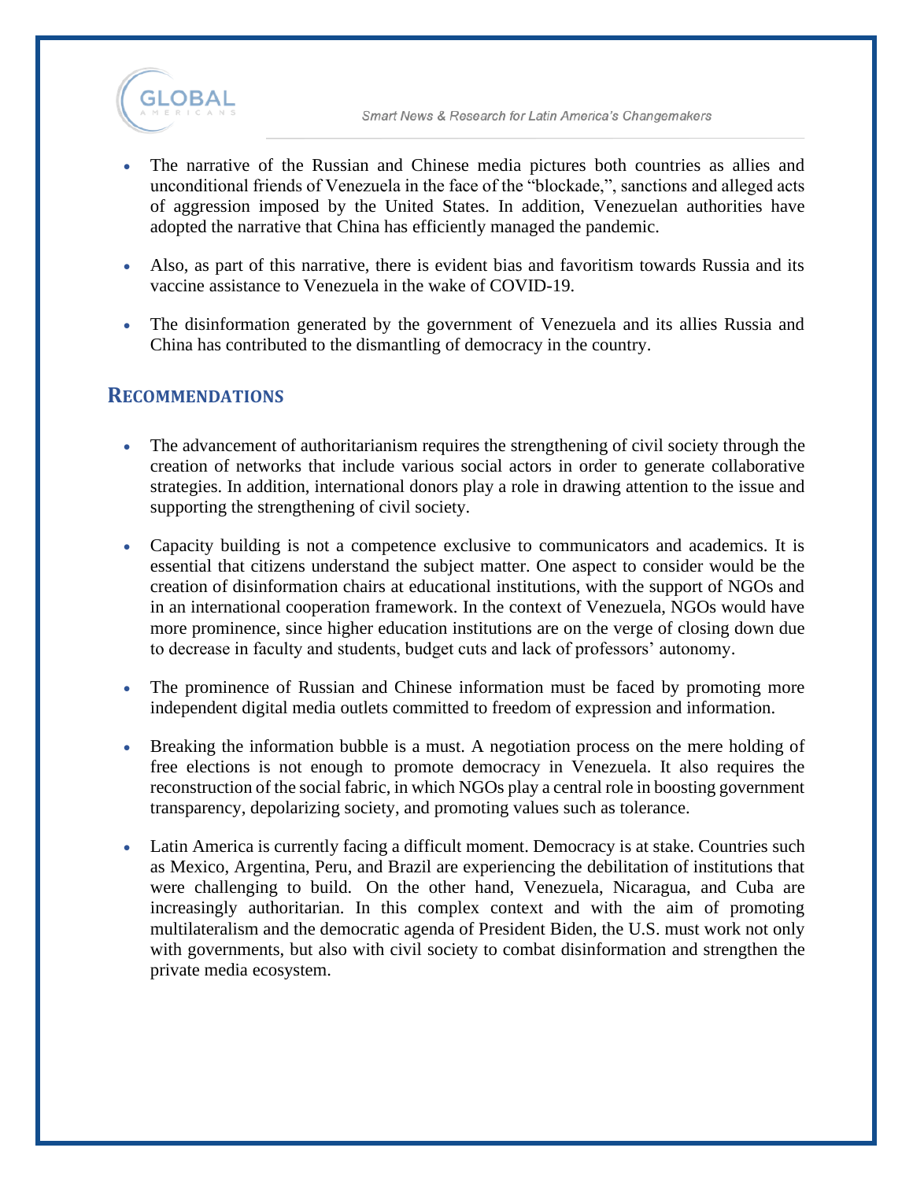- The narrative of the Russian and Chinese media pictures both countries as allies and unconditional friends of Venezuela in the face of the "blockade,", sanctions and alleged acts of aggression imposed by the United States. In addition, Venezuelan authorities have adopted the narrative that China has efficiently managed the pandemic.

- Also, as part of this narrative, there is evident bias and favoritism towards Russia and its vaccine assistance to Venezuela in the wake of COVID-19.

- The disinformation generated by the government of Venezuela and its allies Russia and China has contributed to the dismantling of democracy in the country.

## RECOMMENDATIONS

- The advancement of authoritarianism requires the strengthening of civil society through the creation of networks that include various social actors in order to generate collaborative strategies. In addition, international donors play a role in drawing attention to the issue and supporting the strengthening of civil society.

- Capacity building is not a competence exclusive to communicators and academics. It is essential that citizens understand the subject matter. One aspect to consider would be the creation of disinformation chairs at educational institutions, with the support of NGOs and in an international cooperation framework. In the context of Venezuela, NGOs would have more prominence, since higher education institutions are on the verge of closing down due to decrease in faculty and students, budget cuts and lack of professors' autonomy.

- The prominence of Russian and Chinese information must be faced by promoting more independent digital media outlets committed to freedom of expression and information.

- Breaking the information bubble is a must. A negotiation process on the mere holding of free elections is not enough to promote democracy in Venezuela. It also requires the reconstruction of the social fabric, in which NGOs play a central role in boosting government transparency, depolarizing society, and promoting values such as tolerance.

- Latin America is currently facing a difficult moment. Democracy is at stake. Countries such as Mexico, Argentina, Peru, and Brazil are experiencing the debilitation of institutions that were challenging to build. On the other hand, Venezuela, Nicaragua, and Cuba are increasingly authoritarian. In this complex context and with the aim of promoting multilateralism and the democratic agenda of President Biden, the U.S. must work not only with governments, but also with civil society to combat disinformation and strengthen the private media ecosystem.